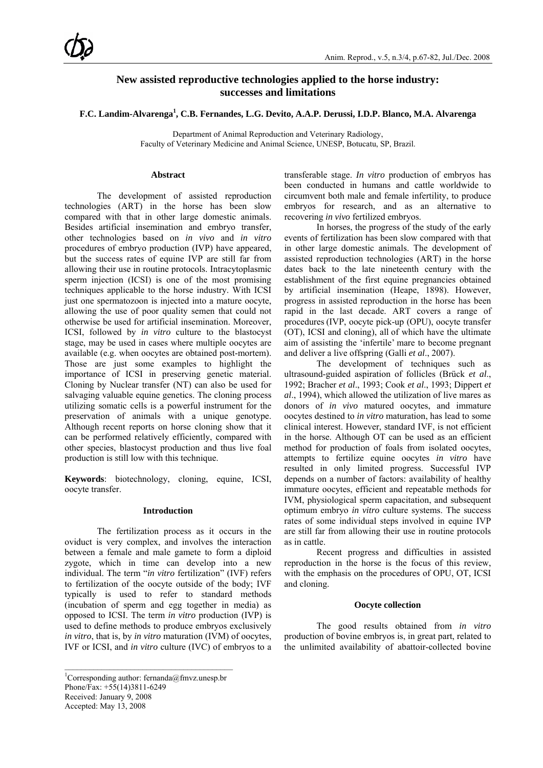# New assisted reproductive technologies applied to the horse industry: successes and limitations

**F.C. Landim-Alvarenga[1], C.B. Fernandes, L.G. Devito, A.A.P. Derussi, I.D.P. Blanco, M.A. Alvarenga**

Department of Animal Reproduction and Veterinary Radiology,
Faculty of Veterinary Medicine and Animal Science, UNESP, Botucatu, SP, Brazil.

## Abstract

The development of assisted reproduction technologies (ART) in the horse has been slow compared with that in other large domestic animals. Besides artificial insemination and embryo transfer, other technologies based on *in vivo* and *in vitro* procedures of embryo production (IVP) have appeared, but the success rates of equine IVP are still far from allowing their use in routine protocols. Intracytoplasmic sperm injection (ICSI) is one of the most promising techniques applicable to the horse industry. With ICSI just one spermatozoon is injected into a mature oocyte, allowing the use of poor quality semen that could not otherwise be used for artificial insemination. Moreover, ICSI, followed by *in vitro* culture to the blastocyst stage, may be used in cases where multiple oocytes are available (e.g. when oocytes are obtained post-mortem). Those are just some examples to highlight the importance of ICSI in preserving genetic material. Cloning by Nuclear transfer (NT) can also be used for salvaging valuable equine genetics. The cloning process utilizing somatic cells is a powerful instrument for the preservation of animals with a unique genotype. Although recent reports on horse cloning show that it can be performed relatively efficiently, compared with other species, blastocyst production and thus live foal production is still low with this technique.

**Keywords**: biotechnology, cloning, equine, ICSI, oocyte transfer.

## Introduction

The fertilization process as it occurs in the oviduct is very complex, and involves the interaction between a female and male gamete to form a diploid zygote, which in time can develop into a new individual. The term "*in vitro* fertilization" (IVF) refers to fertilization of the oocyte outside of the body; IVF typically is used to refer to standard methods (incubation of sperm and egg together in media) as opposed to ICSI. The term *in vitro* production (IVP) is used to define methods to produce embryos exclusively *in vitro*, that is, by *in vitro* maturation (IVM) of oocytes, IVF or ICSI, and *in vitro* culture (IVC) of embryos to a transferable stage. *In vitro* production of embryos has been conducted in humans and cattle worldwide to circumvent both male and female infertility, to produce embryos for research, and as an alternative to recovering *in vivo* fertilized embryos.

In horses, the progress of the study of the early events of fertilization has been slow compared with that in other large domestic animals. The development of assisted reproduction technologies (ART) in the horse dates back to the late nineteenth century with the establishment of the first equine pregnancies obtained by artificial insemination (Heape, 1898). However, progress in assisted reproduction in the horse has been rapid in the last decade. ART covers a range of procedures (IVP, oocyte pick-up (OPU), oocyte transfer (OT), ICSI and cloning), all of which have the ultimate aim of assisting the 'infertile' mare to become pregnant and deliver a live offspring (Galli *et al*., 2007).

The development of techniques such as ultrasound-guided aspiration of follicles (Brück *et al*., 1992; Bracher *et al*., 1993; Cook *et al*., 1993; Dippert *et al*., 1994), which allowed the utilization of live mares as donors of *in vivo* matured oocytes, and immature oocytes destined to *in vitro* maturation, has lead to some clinical interest. However, standard IVF, is not efficient in the horse. Although OT can be used as an efficient method for production of foals from isolated oocytes, attempts to fertilize equine oocytes *in vitro* have resulted in only limited progress. Successful IVP depends on a number of factors: availability of healthy immature oocytes, efficient and repeatable methods for IVM, physiological sperm capacitation, and subsequent optimum embryo *in vitro* culture systems. The success rates of some individual steps involved in equine IVP are still far from allowing their use in routine protocols as in cattle.

Recent progress and difficulties in assisted reproduction in the horse is the focus of this review, with the emphasis on the procedures of OPU, OT, ICSI and cloning.

## Oocyte collection

The good results obtained from *in vitro* production of bovine embryos is, in great part, related to the unlimited availability of abattoir-collected bovine

---

[1]Corresponding author: fernanda@fmvz.unesp.br
Phone/Fax: +55(14)3811-6249
Received: January 9, 2008
Accepted: May 13, 2008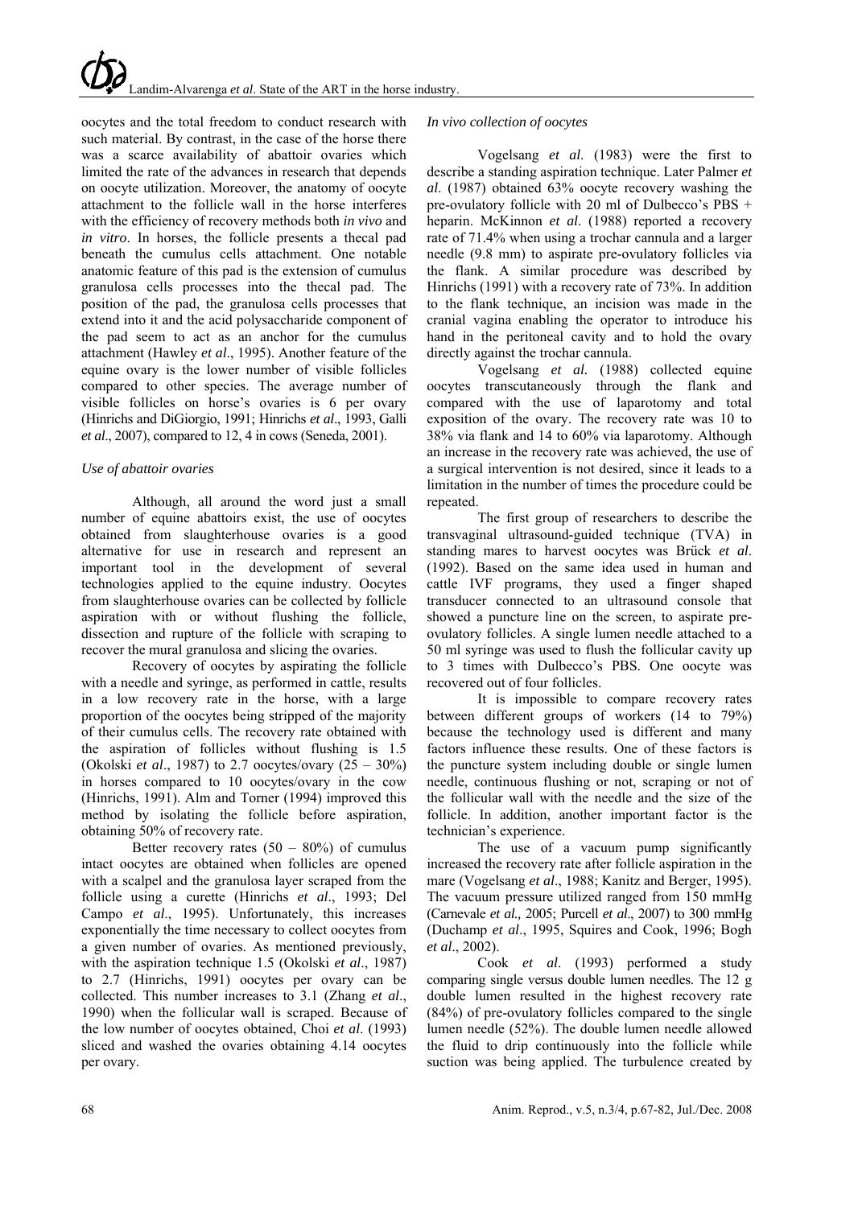oocytes and the total freedom to conduct research with such material. By contrast, in the case of the horse there was a scarce availability of abattoir ovaries which limited the rate of the advances in research that depends on oocyte utilization. Moreover, the anatomy of oocyte attachment to the follicle wall in the horse interferes with the efficiency of recovery methods both *in vivo* and *in vitro*. In horses, the follicle presents a thecal pad beneath the cumulus cells attachment. One notable anatomic feature of this pad is the extension of cumulus granulosa cells processes into the thecal pad. The position of the pad, the granulosa cells processes that extend into it and the acid polysaccharide component of the pad seem to act as an anchor for the cumulus attachment (Hawley *et al*., 1995). Another feature of the equine ovary is the lower number of visible follicles compared to other species. The average number of visible follicles on horse's ovaries is 6 per ovary (Hinrichs and DiGiorgio, 1991; Hinrichs *et al*., 1993, Galli *et al*., 2007), compared to 12, 4 in cows (Seneda, 2001).

### *Use of abattoir ovaries*

Although, all around the word just a small number of equine abattoirs exist, the use of oocytes obtained from slaughterhouse ovaries is a good alternative for use in research and represent an important tool in the development of several technologies applied to the equine industry. Oocytes from slaughterhouse ovaries can be collected by follicle aspiration with or without flushing the follicle, dissection and rupture of the follicle with scraping to recover the mural granulosa and slicing the ovaries.

Recovery of oocytes by aspirating the follicle with a needle and syringe, as performed in cattle, results in a low recovery rate in the horse, with a large proportion of the oocytes being stripped of the majority of their cumulus cells. The recovery rate obtained with the aspiration of follicles without flushing is 1.5 (Okolski *et al*., 1987) to 2.7 oocytes/ovary (25 – 30%) in horses compared to 10 oocytes/ovary in the cow (Hinrichs, 1991). Alm and Torner (1994) improved this method by isolating the follicle before aspiration, obtaining 50% of recovery rate.

Better recovery rates (50 – 80%) of cumulus intact oocytes are obtained when follicles are opened with a scalpel and the granulosa layer scraped from the follicle using a curette (Hinrichs *et al*., 1993; Del Campo *et al*., 1995). Unfortunately, this increases exponentially the time necessary to collect oocytes from a given number of ovaries. As mentioned previously, with the aspiration technique 1.5 (Okolski *et al*., 1987) to 2.7 (Hinrichs, 1991) oocytes per ovary can be collected. This number increases to 3.1 (Zhang *et al*., 1990) when the follicular wall is scraped. Because of the low number of oocytes obtained, Choi *et al*. (1993) sliced and washed the ovaries obtaining 4.14 oocytes per ovary.

### *In vivo collection of oocytes*

Vogelsang *et al*. (1983) were the first to describe a standing aspiration technique. Later Palmer *et al*. (1987) obtained 63% oocyte recovery washing the pre-ovulatory follicle with 20 ml of Dulbecco's PBS + heparin. McKinnon *et al*. (1988) reported a recovery rate of 71.4% when using a trochar cannula and a larger needle (9.8 mm) to aspirate pre-ovulatory follicles via the flank. A similar procedure was described by Hinrichs (1991) with a recovery rate of 73%. In addition to the flank technique, an incision was made in the cranial vagina enabling the operator to introduce his hand in the peritoneal cavity and to hold the ovary directly against the trochar cannula.

Vogelsang *et al.* (1988) collected equine oocytes transcutaneously through the flank and compared with the use of laparotomy and total exposition of the ovary. The recovery rate was 10 to 38% via flank and 14 to 60% via laparotomy. Although an increase in the recovery rate was achieved, the use of a surgical intervention is not desired, since it leads to a limitation in the number of times the procedure could be repeated.

The first group of researchers to describe the transvaginal ultrasound-guided technique (TVA) in standing mares to harvest oocytes was Brück *et al*. (1992). Based on the same idea used in human and cattle IVF programs, they used a finger shaped transducer connected to an ultrasound console that showed a puncture line on the screen, to aspirate pre-ovulatory follicles. A single lumen needle attached to a 50 ml syringe was used to flush the follicular cavity up to 3 times with Dulbecco's PBS. One oocyte was recovered out of four follicles.

It is impossible to compare recovery rates between different groups of workers (14 to 79%) because the technology used is different and many factors influence these results. One of these factors is the puncture system including double or single lumen needle, continuous flushing or not, scraping or not of the follicular wall with the needle and the size of the follicle. In addition, another important factor is the technician's experience.

The use of a vacuum pump significantly increased the recovery rate after follicle aspiration in the mare (Vogelsang *et al*., 1988; Kanitz and Berger, 1995). The vacuum pressure utilized ranged from 150 mmHg (Carnevale *et al.,* 2005; Purcell *et al*., 2007) to 300 mmHg (Duchamp *et al*., 1995, Squires and Cook, 1996; Bogh *et al*., 2002).

Cook *et al*. (1993) performed a study comparing single versus double lumen needles. The 12 g double lumen resulted in the highest recovery rate (84%) of pre-ovulatory follicles compared to the single lumen needle (52%). The double lumen needle allowed the fluid to drip continuously into the follicle while suction was being applied. The turbulence created by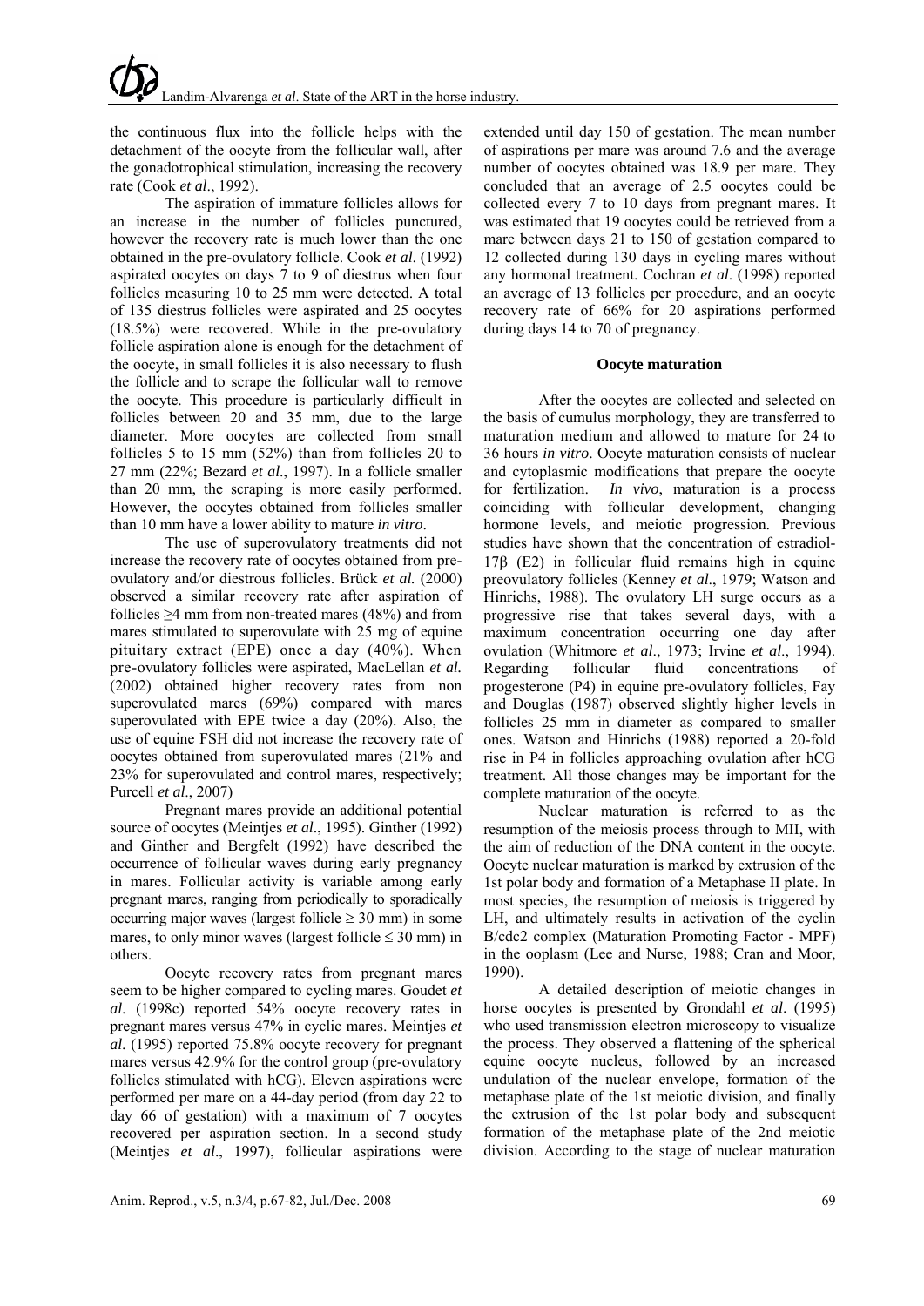the continuous flux into the follicle helps with the detachment of the oocyte from the follicular wall, after the gonadotrophical stimulation, increasing the recovery rate (Cook *et al*., 1992).

The aspiration of immature follicles allows for an increase in the number of follicles punctured, however the recovery rate is much lower than the one obtained in the pre-ovulatory follicle. Cook *et al*. (1992) aspirated oocytes on days 7 to 9 of diestrus when four follicles measuring 10 to 25 mm were detected. A total of 135 diestrus follicles were aspirated and 25 oocytes (18.5%) were recovered. While in the pre-ovulatory follicle aspiration alone is enough for the detachment of the oocyte, in small follicles it is also necessary to flush the follicle and to scrape the follicular wall to remove the oocyte. This procedure is particularly difficult in follicles between 20 and 35 mm, due to the large diameter. More oocytes are collected from small follicles 5 to 15 mm (52%) than from follicles 20 to 27 mm (22%; Bezard *et al*., 1997). In a follicle smaller than 20 mm, the scraping is more easily performed. However, the oocytes obtained from follicles smaller than 10 mm have a lower ability to mature *in vitro*.

The use of superovulatory treatments did not increase the recovery rate of oocytes obtained from pre-ovulatory and/or diestrous follicles. Brück *et al.* (2000) observed a similar recovery rate after aspiration of follicles ≥4 mm from non-treated mares (48%) and from mares stimulated to superovulate with 25 mg of equine pituitary extract (EPE) once a day (40%). When pre-ovulatory follicles were aspirated, MacLellan *et al.* (2002) obtained higher recovery rates from non superovulated mares (69%) compared with mares superovulated with EPE twice a day (20%). Also, the use of equine FSH did not increase the recovery rate of oocytes obtained from superovulated mares (21% and 23% for superovulated and control mares, respectively; Purcell *et al*., 2007)

Pregnant mares provide an additional potential source of oocytes (Meintjes *et al*., 1995). Ginther (1992) and Ginther and Bergfelt (1992) have described the occurrence of follicular waves during early pregnancy in mares. Follicular activity is variable among early pregnant mares, ranging from periodically to sporadically occurring major waves (largest follicle ≥ 30 mm) in some mares, to only minor waves (largest follicle ≤ 30 mm) in others.

Oocyte recovery rates from pregnant mares seem to be higher compared to cycling mares. Goudet *et al*. (1998c) reported 54% oocyte recovery rates in pregnant mares versus 47% in cyclic mares. Meintjes *et al*. (1995) reported 75.8% oocyte recovery for pregnant mares versus 42.9% for the control group (pre-ovulatory follicles stimulated with hCG). Eleven aspirations were performed per mare on a 44-day period (from day 22 to day 66 of gestation) with a maximum of 7 oocytes recovered per aspiration section. In a second study (Meintjes *et al*., 1997), follicular aspirations were extended until day 150 of gestation. The mean number of aspirations per mare was around 7.6 and the average number of oocytes obtained was 18.9 per mare. They concluded that an average of 2.5 oocytes could be collected every 7 to 10 days from pregnant mares. It was estimated that 19 oocytes could be retrieved from a mare between days 21 to 150 of gestation compared to 12 collected during 130 days in cycling mares without any hormonal treatment. Cochran *et al*. (1998) reported an average of 13 follicles per procedure, and an oocyte recovery rate of 66% for 20 aspirations performed during days 14 to 70 of pregnancy.

## Oocyte maturation

After the oocytes are collected and selected on the basis of cumulus morphology, they are transferred to maturation medium and allowed to mature for 24 to 36 hours *in vitro*. Oocyte maturation consists of nuclear and cytoplasmic modifications that prepare the oocyte for fertilization. *In vivo*, maturation is a process coinciding with follicular development, changing hormone levels, and meiotic progression. Previous studies have shown that the concentration of estradiol-17β (E2) in follicular fluid remains high in equine preovulatory follicles (Kenney *et al*., 1979; Watson and Hinrichs, 1988). The ovulatory LH surge occurs as a progressive rise that takes several days, with a maximum concentration occurring one day after ovulation (Whitmore *et al*., 1973; Irvine *et al*., 1994). Regarding follicular fluid concentrations of progesterone (P4) in equine pre-ovulatory follicles, Fay and Douglas (1987) observed slightly higher levels in follicles 25 mm in diameter as compared to smaller ones. Watson and Hinrichs (1988) reported a 20-fold rise in P4 in follicles approaching ovulation after hCG treatment. All those changes may be important for the complete maturation of the oocyte.

Nuclear maturation is referred to as the resumption of the meiosis process through to MII, with the aim of reduction of the DNA content in the oocyte. Oocyte nuclear maturation is marked by extrusion of the 1st polar body and formation of a Metaphase II plate. In most species, the resumption of meiosis is triggered by LH, and ultimately results in activation of the cyclin B/cdc2 complex (Maturation Promoting Factor - MPF) in the ooplasm (Lee and Nurse, 1988; Cran and Moor, 1990).

A detailed description of meiotic changes in horse oocytes is presented by Grondahl *et al*. (1995) who used transmission electron microscopy to visualize the process. They observed a flattening of the spherical equine oocyte nucleus, followed by an increased undulation of the nuclear envelope, formation of the metaphase plate of the 1st meiotic division, and finally the extrusion of the 1st polar body and subsequent formation of the metaphase plate of the 2nd meiotic division. According to the stage of nuclear maturation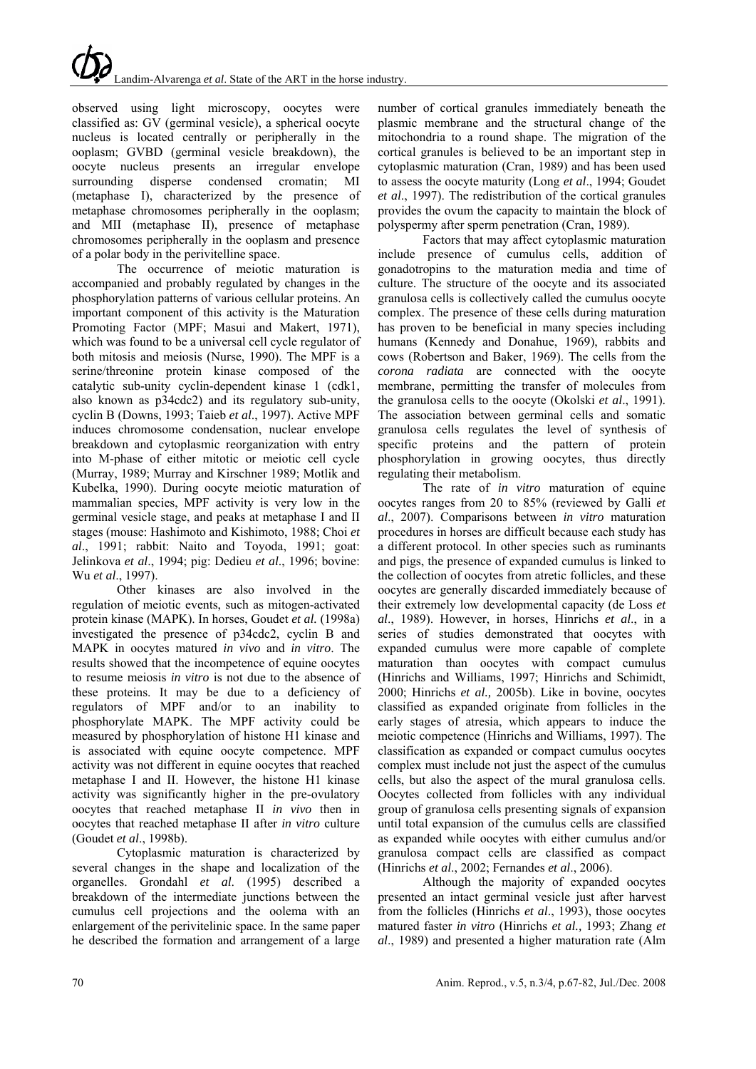observed using light microscopy, oocytes were classified as: GV (germinal vesicle), a spherical oocyte nucleus is located centrally or peripherally in the ooplasm; GVBD (germinal vesicle breakdown), the oocyte nucleus presents an irregular envelope surrounding disperse condensed cromatin; MI (metaphase I), characterized by the presence of metaphase chromosomes peripherally in the ooplasm; and MII (metaphase II), presence of metaphase chromosomes peripherally in the ooplasm and presence of a polar body in the perivitelline space.

The occurrence of meiotic maturation is accompanied and probably regulated by changes in the phosphorylation patterns of various cellular proteins. An important component of this activity is the Maturation Promoting Factor (MPF; Masui and Makert, 1971), which was found to be a universal cell cycle regulator of both mitosis and meiosis (Nurse, 1990). The MPF is a serine/threonine protein kinase composed of the catalytic sub-unity cyclin-dependent kinase 1 (cdk1, also known as p34cdc2) and its regulatory sub-unity, cyclin B (Downs, 1993; Taieb *et al*., 1997). Active MPF induces chromosome condensation, nuclear envelope breakdown and cytoplasmic reorganization with entry into M-phase of either mitotic or meiotic cell cycle (Murray, 1989; Murray and Kirschner 1989; Motlik and Kubelka, 1990). During oocyte meiotic maturation of mammalian species, MPF activity is very low in the germinal vesicle stage, and peaks at metaphase I and II stages (mouse: Hashimoto and Kishimoto, 1988; Choi *et al*., 1991; rabbit: Naito and Toyoda, 1991; goat: Jelinkova *et al*., 1994; pig: Dedieu *et al*., 1996; bovine: Wu *et al*., 1997).

Other kinases are also involved in the regulation of meiotic events, such as mitogen-activated protein kinase (MAPK). In horses, Goudet *et al.* (1998a) investigated the presence of p34cdc2, cyclin B and MAPK in oocytes matured *in vivo* and *in vitro*. The results showed that the incompetence of equine oocytes to resume meiosis *in vitro* is not due to the absence of these proteins. It may be due to a deficiency of regulators of MPF and/or to an inability to phosphorylate MAPK. The MPF activity could be measured by phosphorylation of histone H1 kinase and is associated with equine oocyte competence. MPF activity was not different in equine oocytes that reached metaphase I and II. However, the histone H1 kinase activity was significantly higher in the pre-ovulatory oocytes that reached metaphase II *in vivo* then in oocytes that reached metaphase II after *in vitro* culture (Goudet *et al*., 1998b).

Cytoplasmic maturation is characterized by several changes in the shape and localization of the organelles. Grondahl *et al.* (1995) described a breakdown of the intermediate junctions between the cumulus cell projections and the oolema with an enlargement of the perivitelinic space. In the same paper he described the formation and arrangement of a large number of cortical granules immediately beneath the plasmic membrane and the structural change of the mitochondria to a round shape. The migration of the cortical granules is believed to be an important step in cytoplasmic maturation (Cran, 1989) and has been used to assess the oocyte maturity (Long *et al*., 1994; Goudet *et al*., 1997). The redistribution of the cortical granules provides the ovum the capacity to maintain the block of polyspermy after sperm penetration (Cran, 1989).

Factors that may affect cytoplasmic maturation include presence of cumulus cells, addition of gonadotropins to the maturation media and time of culture. The structure of the oocyte and its associated granulosa cells is collectively called the cumulus oocyte complex. The presence of these cells during maturation has proven to be beneficial in many species including humans (Kennedy and Donahue, 1969), rabbits and cows (Robertson and Baker, 1969). The cells from the *corona radiata* are connected with the oocyte membrane, permitting the transfer of molecules from the granulosa cells to the oocyte (Okolski *et al*., 1991). The association between germinal cells and somatic granulosa cells regulates the level of synthesis of specific proteins and the pattern of protein phosphorylation in growing oocytes, thus directly regulating their metabolism.

The rate of *in vitro* maturation of equine oocytes ranges from 20 to 85% (reviewed by Galli *et al*., 2007). Comparisons between *in vitro* maturation procedures in horses are difficult because each study has a different protocol. In other species such as ruminants and pigs, the presence of expanded cumulus is linked to the collection of oocytes from atretic follicles, and these oocytes are generally discarded immediately because of their extremely low developmental capacity (de Loss *et al*., 1989). However, in horses, Hinrichs *et al*., in a series of studies demonstrated that oocytes with expanded cumulus were more capable of complete maturation than oocytes with compact cumulus (Hinrichs and Williams, 1997; Hinrichs and Schimidt, 2000; Hinrichs *et al.,* 2005b). Like in bovine, oocytes classified as expanded originate from follicles in the early stages of atresia, which appears to induce the meiotic competence (Hinrichs and Williams, 1997). The classification as expanded or compact cumulus oocytes complex must include not just the aspect of the cumulus cells, but also the aspect of the mural granulosa cells. Oocytes collected from follicles with any individual group of granulosa cells presenting signals of expansion until total expansion of the cumulus cells are classified as expanded while oocytes with either cumulus and/or granulosa compact cells are classified as compact (Hinrichs *et al*., 2002; Fernandes *et al*., 2006).

Although the majority of expanded oocytes presented an intact germinal vesicle just after harvest from the follicles (Hinrichs *et al*., 1993), those oocytes matured faster *in vitro* (Hinrichs *et al.,* 1993; Zhang *et al*., 1989) and presented a higher maturation rate (Alm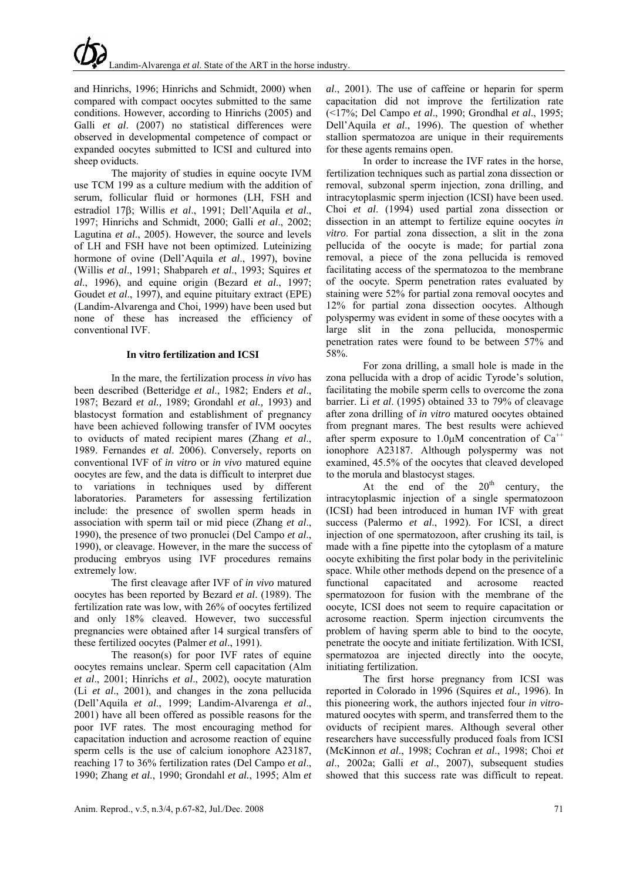and Hinrichs, 1996; Hinrichs and Schmidt, 2000) when compared with compact oocytes submitted to the same conditions. However, according to Hinrichs (2005) and Galli *et al*. (2007) no statistical differences were observed in developmental competence of compact or expanded oocytes submitted to ICSI and cultured into sheep oviducts.

The majority of studies in equine oocyte IVM use TCM 199 as a culture medium with the addition of serum, follicular fluid or hormones (LH, FSH and estradiol 17β; Willis *et al*., 1991; Dell'Aquila *et al*., 1997; Hinrichs and Schmidt, 2000; Galli *et al*., 2002; Lagutina *et al*., 2005). However, the source and levels of LH and FSH have not been optimized. Luteinizing hormone of ovine (Dell'Aquila *et al*., 1997), bovine (Willis *et al*., 1991; Shabpareh *et al*., 1993; Squires *et al*., 1996), and equine origin (Bezard *et al*., 1997; Goudet *et al*., 1997), and equine pituitary extract (EPE) (Landim-Alvarenga and Choi, 1999) have been used but none of these has increased the efficiency of conventional IVF.

## In vitro fertilization and ICSI

In the mare, the fertilization process *in vivo* has been described (Betteridge *et al*., 1982; Enders *et al*., 1987; Bezard *et al.,* 1989; Grondahl *et al.,* 1993) and blastocyst formation and establishment of pregnancy have been achieved following transfer of IVM oocytes to oviducts of mated recipient mares (Zhang *et al*., 1989. Fernandes *et al*. 2006). Conversely, reports on conventional IVF of *in vitro* or *in vivo* matured equine oocytes are few, and the data is difficult to interpret due to variations in techniques used by different laboratories. Parameters for assessing fertilization include: the presence of swollen sperm heads in association with sperm tail or mid piece (Zhang *et al*., 1990), the presence of two pronuclei (Del Campo *et al*., 1990), or cleavage. However, in the mare the success of producing embryos using IVF procedures remains extremely low.

The first cleavage after IVF of *in vivo* matured oocytes has been reported by Bezard *et al*. (1989). The fertilization rate was low, with 26% of oocytes fertilized and only 18% cleaved. However, two successful pregnancies were obtained after 14 surgical transfers of these fertilized oocytes (Palmer *et al*., 1991).

The reason(s) for poor IVF rates of equine oocytes remains unclear. Sperm cell capacitation (Alm *et al*., 2001; Hinrichs *et al*., 2002), oocyte maturation (Li *et al*., 2001), and changes in the zona pellucida (Dell'Aquila *et al*., 1999; Landim-Alvarenga *et al*., 2001) have all been offered as possible reasons for the poor IVF rates. The most encouraging method for capacitation induction and acrosome reaction of equine sperm cells is the use of calcium ionophore A23187, reaching 17 to 36% fertilization rates (Del Campo *et al*., 1990; Zhang *et al.*, 1990; Grondahl *et al.*, 1995; Alm *et al*., 2001). The use of caffeine or heparin for sperm capacitation did not improve the fertilization rate (<17%; Del Campo *et al*., 1990; Grondhal *et al*., 1995; Dell'Aquila *et al*., 1996). The question of whether stallion spermatozoa are unique in their requirements for these agents remains open.

In order to increase the IVF rates in the horse, fertilization techniques such as partial zona dissection or removal, subzonal sperm injection, zona drilling, and intracytoplasmic sperm injection (ICSI) have been used. Choi *et al*. (1994) used partial zona dissection or dissection in an attempt to fertilize equine oocytes *in vitro*. For partial zona dissection, a slit in the zona pellucida of the oocyte is made; for partial zona removal, a piece of the zona pellucida is removed facilitating access of the spermatozoa to the membrane of the oocyte. Sperm penetration rates evaluated by staining were 52% for partial zona removal oocytes and 12% for partial zona dissection oocytes. Although polyspermy was evident in some of these oocytes with a large slit in the zona pellucida, monospermic penetration rates were found to be between 57% and 58%.

For zona drilling, a small hole is made in the zona pellucida with a drop of acidic Tyrode's solution, facilitating the mobile sperm cells to overcome the zona barrier. Li *et al*. (1995) obtained 33 to 79% of cleavage after zona drilling of *in vitro* matured oocytes obtained from pregnant mares. The best results were achieved after sperm exposure to 1.0μM concentration of $Ca^{++}$ ionophore A23187. Although polyspermy was not examined, 45.5% of the oocytes that cleaved developed to the morula and blastocyst stages.

At the end of the 20th century, the intracytoplasmic injection of a single spermatozoon (ICSI) had been introduced in human IVF with great success (Palermo *et al*., 1992). For ICSI, a direct injection of one spermatozoon, after crushing its tail, is made with a fine pipette into the cytoplasm of a mature oocyte exhibiting the first polar body in the perivitelinic space. While other methods depend on the presence of a functional capacitated and acrosome reacted spermatozoon for fusion with the membrane of the oocyte, ICSI does not seem to require capacitation or acrosome reaction. Sperm injection circumvents the problem of having sperm able to bind to the oocyte, penetrate the oocyte and initiate fertilization. With ICSI, spermatozoa are injected directly into the oocyte, initiating fertilization.

The first horse pregnancy from ICSI was reported in Colorado in 1996 (Squires *et al.,* 1996). In this pioneering work, the authors injected four *in vitro*-matured oocytes with sperm, and transferred them to the oviducts of recipient mares. Although several other researchers have successfully produced foals from ICSI (McKinnon *et al*., 1998; Cochran *et al*., 1998; Choi *et al*., 2002a; Galli *et al*., 2007), subsequent studies showed that this success rate was difficult to repeat.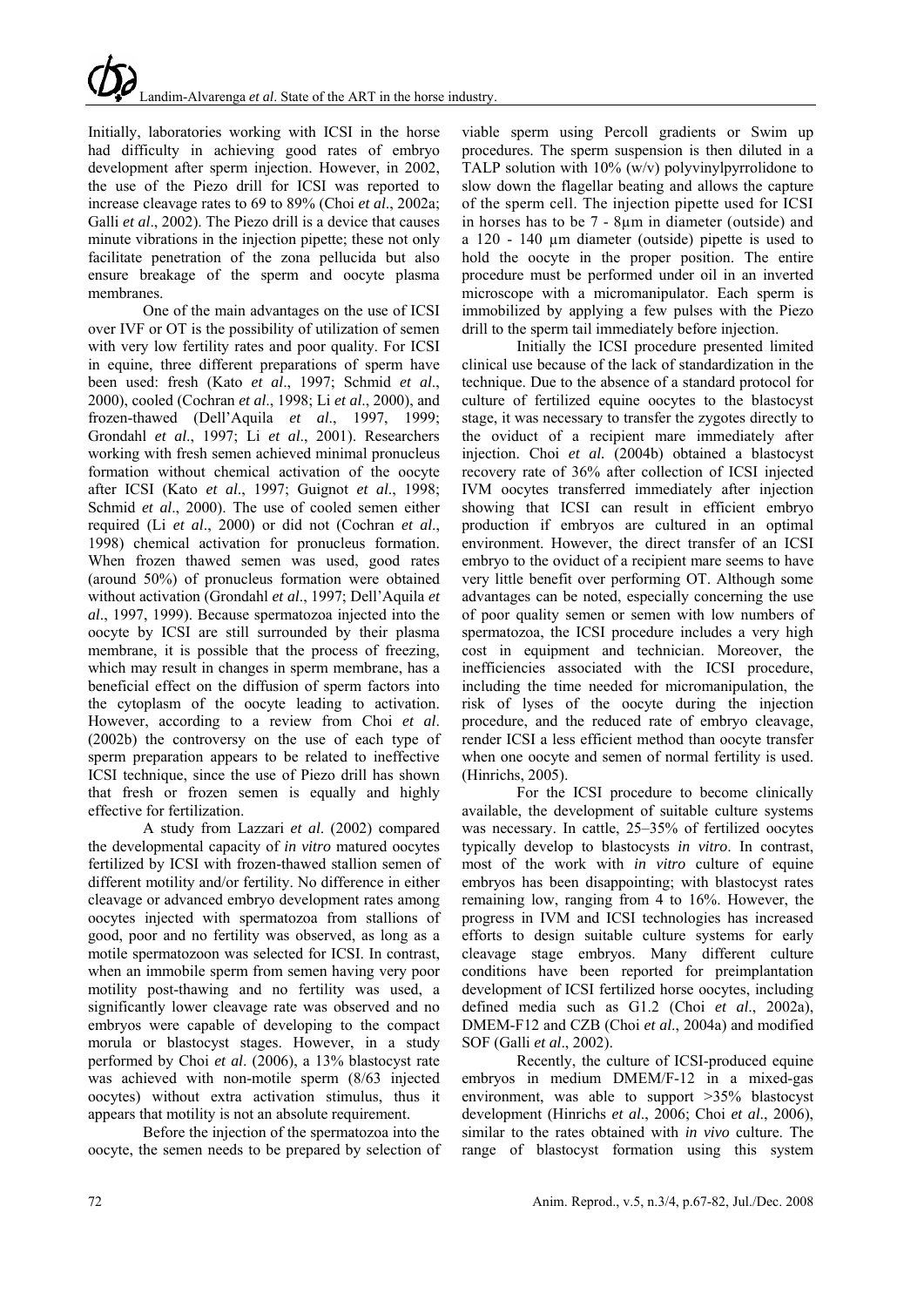Initially, laboratories working with ICSI in the horse had difficulty in achieving good rates of embryo development after sperm injection. However, in 2002, the use of the Piezo drill for ICSI was reported to increase cleavage rates to 69 to 89% (Choi *et al*., 2002a; Galli *et al*., 2002). The Piezo drill is a device that causes minute vibrations in the injection pipette; these not only facilitate penetration of the zona pellucida but also ensure breakage of the sperm and oocyte plasma membranes.

One of the main advantages on the use of ICSI over IVF or OT is the possibility of utilization of semen with very low fertility rates and poor quality. For ICSI in equine, three different preparations of sperm have been used: fresh (Kato *et al*., 1997; Schmid *et al*., 2000), cooled (Cochran *et al*., 1998; Li *et al*., 2000), and frozen-thawed (Dell'Aquila *et al*., 1997, 1999; Grondahl *et al*., 1997; Li *et al*., 2001). Researchers working with fresh semen achieved minimal pronucleus formation without chemical activation of the oocyte after ICSI (Kato *et al*., 1997; Guignot *et al*., 1998; Schmid *et al*., 2000). The use of cooled semen either required (Li *et al*., 2000) or did not (Cochran *et al*., 1998) chemical activation for pronucleus formation. When frozen thawed semen was used, good rates (around 50%) of pronucleus formation were obtained without activation (Grondahl *et al*., 1997; Dell'Aquila *et al*., 1997, 1999). Because spermatozoa injected into the oocyte by ICSI are still surrounded by their plasma membrane, it is possible that the process of freezing, which may result in changes in sperm membrane, has a beneficial effect on the diffusion of sperm factors into the cytoplasm of the oocyte leading to activation. However, according to a review from Choi *et al*. (2002b) the controversy on the use of each type of sperm preparation appears to be related to ineffective ICSI technique, since the use of Piezo drill has shown that fresh or frozen semen is equally and highly effective for fertilization.

A study from Lazzari *et al*. (2002) compared the developmental capacity of *in vitro* matured oocytes fertilized by ICSI with frozen-thawed stallion semen of different motility and/or fertility. No difference in either cleavage or advanced embryo development rates among oocytes injected with spermatozoa from stallions of good, poor and no fertility was observed, as long as a motile spermatozoon was selected for ICSI. In contrast, when an immobile sperm from semen having very poor motility post-thawing and no fertility was used, a significantly lower cleavage rate was observed and no embryos were capable of developing to the compact morula or blastocyst stages. However, in a study performed by Choi *et al*. (2006), a 13% blastocyst rate was achieved with non-motile sperm (8/63 injected oocytes) without extra activation stimulus, thus it appears that motility is not an absolute requirement.

Before the injection of the spermatozoa into the oocyte, the semen needs to be prepared by selection of viable sperm using Percoll gradients or Swim up procedures. The sperm suspension is then diluted in a TALP solution with 10% (w/v) polyvinylpyrrolidone to slow down the flagellar beating and allows the capture of the sperm cell. The injection pipette used for ICSI in horses has to be 7 - 8µm in diameter (outside) and a 120 - 140 µm diameter (outside) pipette is used to hold the oocyte in the proper position. The entire procedure must be performed under oil in an inverted microscope with a micromanipulator. Each sperm is immobilized by applying a few pulses with the Piezo drill to the sperm tail immediately before injection.

Initially the ICSI procedure presented limited clinical use because of the lack of standardization in the technique. Due to the absence of a standard protocol for culture of fertilized equine oocytes to the blastocyst stage, it was necessary to transfer the zygotes directly to the oviduct of a recipient mare immediately after injection. Choi *et al.* (2004b) obtained a blastocyst recovery rate of 36% after collection of ICSI injected IVM oocytes transferred immediately after injection showing that ICSI can result in efficient embryo production if embryos are cultured in an optimal environment. However, the direct transfer of an ICSI embryo to the oviduct of a recipient mare seems to have very little benefit over performing OT. Although some advantages can be noted, especially concerning the use of poor quality semen or semen with low numbers of spermatozoa, the ICSI procedure includes a very high cost in equipment and technician. Moreover, the inefficiencies associated with the ICSI procedure, including the time needed for micromanipulation, the risk of lyses of the oocyte during the injection procedure, and the reduced rate of embryo cleavage, render ICSI a less efficient method than oocyte transfer when one oocyte and semen of normal fertility is used. (Hinrichs, 2005).

For the ICSI procedure to become clinically available, the development of suitable culture systems was necessary. In cattle, 25–35% of fertilized oocytes typically develop to blastocysts *in vitro*. In contrast, most of the work with *in vitro* culture of equine embryos has been disappointing; with blastocyst rates remaining low, ranging from 4 to 16%. However, the progress in IVM and ICSI technologies has increased efforts to design suitable culture systems for early cleavage stage embryos. Many different culture conditions have been reported for preimplantation development of ICSI fertilized horse oocytes, including defined media such as G1.2 (Choi *et al*., 2002a), DMEM-F12 and CZB (Choi *et al*., 2004a) and modified SOF (Galli *et al*., 2002).

Recently, the culture of ICSI-produced equine embryos in medium DMEM/F-12 in a mixed-gas environment, was able to support >35% blastocyst development (Hinrichs *et al*., 2006; Choi *et al*., 2006), similar to the rates obtained with *in vivo* culture. The range of blastocyst formation using this system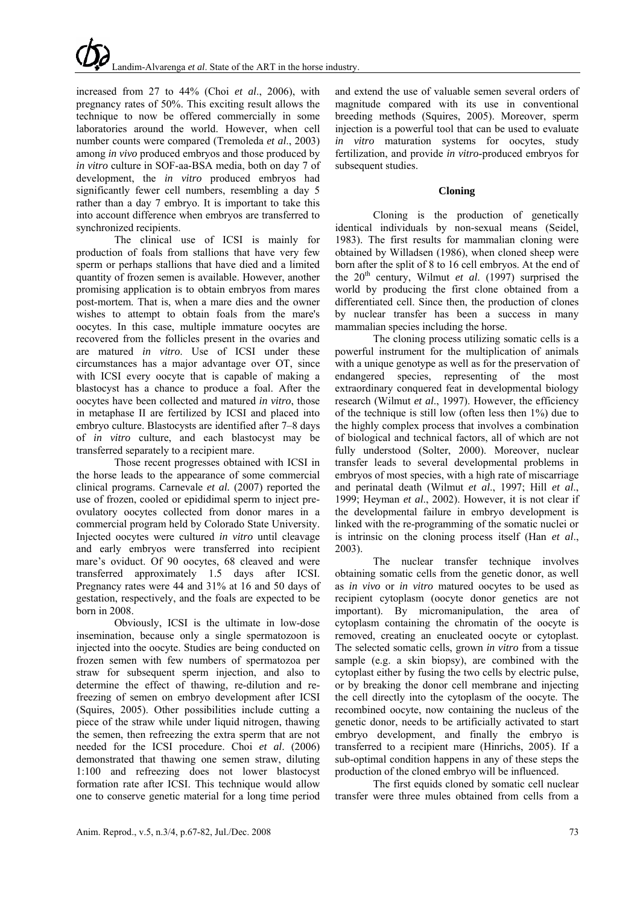increased from 27 to 44% (Choi *et al*., 2006), with pregnancy rates of 50%. This exciting result allows the technique to now be offered commercially in some laboratories around the world. However, when cell number counts were compared (Tremoleda *et al*., 2003) among *in vivo* produced embryos and those produced by *in vitro* culture in SOF-aa-BSA media, both on day 7 of development, the *in vitro* produced embryos had significantly fewer cell numbers, resembling a day 5 rather than a day 7 embryo. It is important to take this into account difference when embryos are transferred to synchronized recipients.

The clinical use of ICSI is mainly for production of foals from stallions that have very few sperm or perhaps stallions that have died and a limited quantity of frozen semen is available. However, another promising application is to obtain embryos from mares post-mortem. That is, when a mare dies and the owner wishes to attempt to obtain foals from the mare's oocytes. In this case, multiple immature oocytes are recovered from the follicles present in the ovaries and are matured *in vitro*. Use of ICSI under these circumstances has a major advantage over OT, since with ICSI every oocyte that is capable of making a blastocyst has a chance to produce a foal. After the oocytes have been collected and matured *in vitro*, those in metaphase II are fertilized by ICSI and placed into embryo culture. Blastocysts are identified after 7–8 days of *in vitro* culture, and each blastocyst may be transferred separately to a recipient mare.

Those recent progresses obtained with ICSI in the horse leads to the appearance of some commercial clinical programs. Carnevale *et al.* (2007) reported the use of frozen, cooled or epididimal sperm to inject pre-ovulatory oocytes collected from donor mares in a commercial program held by Colorado State University. Injected oocytes were cultured *in vitro* until cleavage and early embryos were transferred into recipient mare's oviduct. Of 90 oocytes, 68 cleaved and were transferred approximately 1.5 days after ICSI. Pregnancy rates were 44 and 31% at 16 and 50 days of gestation, respectively, and the foals are expected to be born in 2008.

Obviously, ICSI is the ultimate in low-dose insemination, because only a single spermatozoon is injected into the oocyte. Studies are being conducted on frozen semen with few numbers of spermatozoa per straw for subsequent sperm injection, and also to determine the effect of thawing, re-dilution and re-freezing of semen on embryo development after ICSI (Squires, 2005). Other possibilities include cutting a piece of the straw while under liquid nitrogen, thawing the semen, then refreezing the extra sperm that are not needed for the ICSI procedure. Choi *et al*. (2006) demonstrated that thawing one semen straw, diluting 1:100 and refreezing does not lower blastocyst formation rate after ICSI. This technique would allow one to conserve genetic material for a long time period and extend the use of valuable semen several orders of magnitude compared with its use in conventional breeding methods (Squires, 2005). Moreover, sperm injection is a powerful tool that can be used to evaluate *in vitro* maturation systems for oocytes, study fertilization, and provide *in vitro*-produced embryos for subsequent studies.

## Cloning

Cloning is the production of genetically identical individuals by non-sexual means (Seidel, 1983). The first results for mammalian cloning were obtained by Willadsen (1986), when cloned sheep were born after the split of 8 to 16 cell embryos. At the end of the 20th century, Wilmut *et al*. (1997) surprised the world by producing the first clone obtained from a differentiated cell. Since then, the production of clones by nuclear transfer has been a success in many mammalian species including the horse.

The cloning process utilizing somatic cells is a powerful instrument for the multiplication of animals with a unique genotype as well as for the preservation of endangered species, representing of the most extraordinary conquered feat in developmental biology research (Wilmut *et al*., 1997). However, the efficiency of the technique is still low (often less then 1%) due to the highly complex process that involves a combination of biological and technical factors, all of which are not fully understood (Solter, 2000). Moreover, nuclear transfer leads to several developmental problems in embryos of most species, with a high rate of miscarriage and perinatal death (Wilmut *et al*., 1997; Hill *et al*., 1999; Heyman *et al*., 2002). However, it is not clear if the developmental failure in embryo development is linked with the re-programming of the somatic nuclei or is intrinsic on the cloning process itself (Han *et al*., 2003).

The nuclear transfer technique involves obtaining somatic cells from the genetic donor, as well as *in vivo* or *in vitro* matured oocytes to be used as recipient cytoplasm (oocyte donor genetics are not important). By micromanipulation, the area of cytoplasm containing the chromatin of the oocyte is removed, creating an enucleated oocyte or cytoplast. The selected somatic cells, grown *in vitro* from a tissue sample (e.g. a skin biopsy), are combined with the cytoplast either by fusing the two cells by electric pulse, or by breaking the donor cell membrane and injecting the cell directly into the cytoplasm of the oocyte. The recombined oocyte, now containing the nucleus of the genetic donor, needs to be artificially activated to start embryo development, and finally the embryo is transferred to a recipient mare (Hinrichs, 2005). If a sub-optimal condition happens in any of these steps the production of the cloned embryo will be influenced.

The first equids cloned by somatic cell nuclear transfer were three mules obtained from cells from a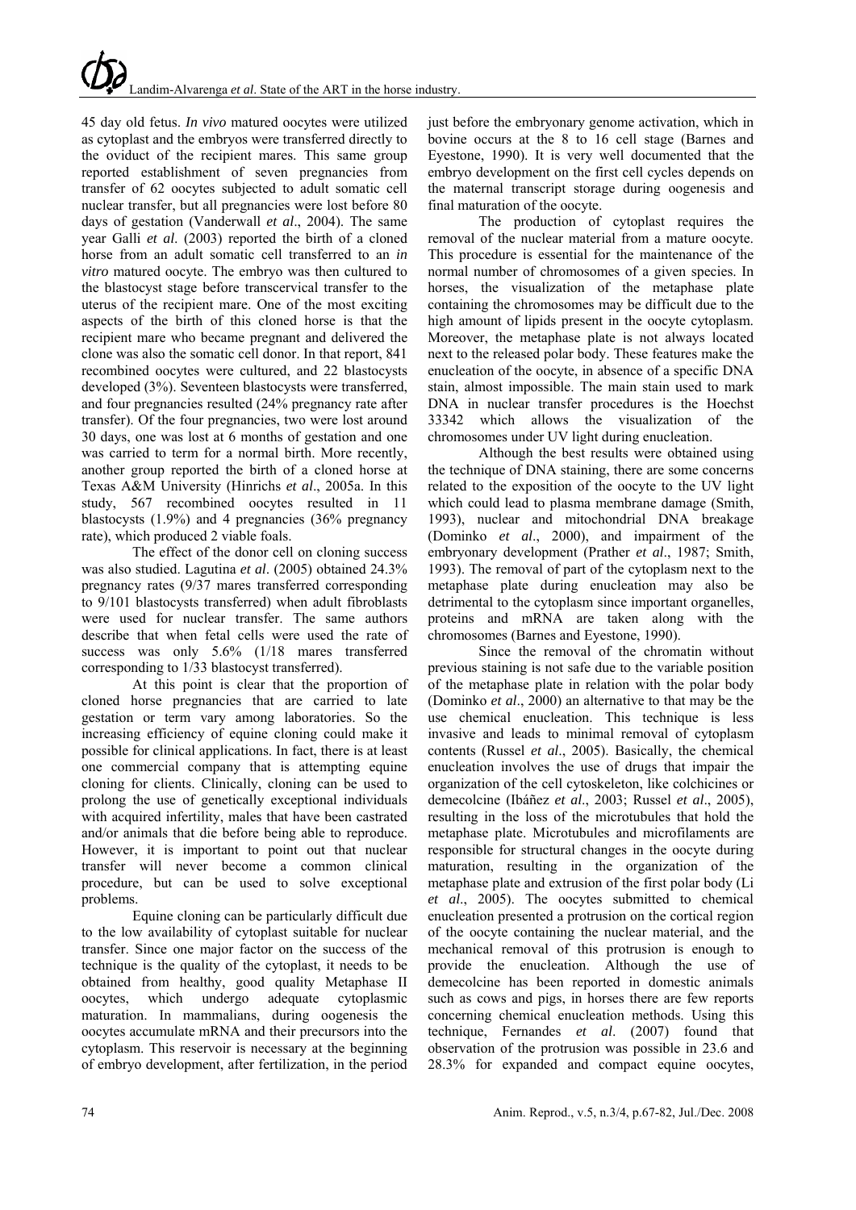45 day old fetus. *In vivo* matured oocytes were utilized as cytoplast and the embryos were transferred directly to the oviduct of the recipient mares. This same group reported establishment of seven pregnancies from transfer of 62 oocytes subjected to adult somatic cell nuclear transfer, but all pregnancies were lost before 80 days of gestation (Vanderwall *et al*., 2004). The same year Galli *et al*. (2003) reported the birth of a cloned horse from an adult somatic cell transferred to an *in vitro* matured oocyte. The embryo was then cultured to the blastocyst stage before transcervical transfer to the uterus of the recipient mare. One of the most exciting aspects of the birth of this cloned horse is that the recipient mare who became pregnant and delivered the clone was also the somatic cell donor. In that report, 841 recombined oocytes were cultured, and 22 blastocysts developed (3%). Seventeen blastocysts were transferred, and four pregnancies resulted (24% pregnancy rate after transfer). Of the four pregnancies, two were lost around 30 days, one was lost at 6 months of gestation and one was carried to term for a normal birth. More recently, another group reported the birth of a cloned horse at Texas A&M University (Hinrichs *et al*., 2005a. In this study, 567 recombined oocytes resulted in 11 blastocysts (1.9%) and 4 pregnancies (36% pregnancy rate), which produced 2 viable foals.

The effect of the donor cell on cloning success was also studied. Lagutina *et al*. (2005) obtained 24.3% pregnancy rates (9/37 mares transferred corresponding to 9/101 blastocysts transferred) when adult fibroblasts were used for nuclear transfer. The same authors describe that when fetal cells were used the rate of success was only 5.6% (1/18 mares transferred corresponding to 1/33 blastocyst transferred).

At this point is clear that the proportion of cloned horse pregnancies that are carried to late gestation or term vary among laboratories. So the increasing efficiency of equine cloning could make it possible for clinical applications. In fact, there is at least one commercial company that is attempting equine cloning for clients. Clinically, cloning can be used to prolong the use of genetically exceptional individuals with acquired infertility, males that have been castrated and/or animals that die before being able to reproduce. However, it is important to point out that nuclear transfer will never become a common clinical procedure, but can be used to solve exceptional problems.

Equine cloning can be particularly difficult due to the low availability of cytoplast suitable for nuclear transfer. Since one major factor on the success of the technique is the quality of the cytoplast, it needs to be obtained from healthy, good quality Metaphase II oocytes, which undergo adequate cytoplasmic maturation. In mammalians, during oogenesis the oocytes accumulate mRNA and their precursors into the cytoplasm. This reservoir is necessary at the beginning of embryo development, after fertilization, in the period just before the embryonary genome activation, which in bovine occurs at the 8 to 16 cell stage (Barnes and Eyestone, 1990). It is very well documented that the embryo development on the first cell cycles depends on the maternal transcript storage during oogenesis and final maturation of the oocyte.

The production of cytoplast requires the removal of the nuclear material from a mature oocyte. This procedure is essential for the maintenance of the normal number of chromosomes of a given species. In horses, the visualization of the metaphase plate containing the chromosomes may be difficult due to the high amount of lipids present in the oocyte cytoplasm. Moreover, the metaphase plate is not always located next to the released polar body. These features make the enucleation of the oocyte, in absence of a specific DNA stain, almost impossible. The main stain used to mark DNA in nuclear transfer procedures is the Hoechst 33342 which allows the visualization of the chromosomes under UV light during enucleation.

Although the best results were obtained using the technique of DNA staining, there are some concerns related to the exposition of the oocyte to the UV light which could lead to plasma membrane damage (Smith, 1993), nuclear and mitochondrial DNA breakage (Dominko *et al*., 2000), and impairment of the embryonary development (Prather *et al*., 1987; Smith, 1993). The removal of part of the cytoplasm next to the metaphase plate during enucleation may also be detrimental to the cytoplasm since important organelles, proteins and mRNA are taken along with the chromosomes (Barnes and Eyestone, 1990).

Since the removal of the chromatin without previous staining is not safe due to the variable position of the metaphase plate in relation with the polar body (Dominko *et al*., 2000) an alternative to that may be the use chemical enucleation. This technique is less invasive and leads to minimal removal of cytoplasm contents (Russel *et al*., 2005). Basically, the chemical enucleation involves the use of drugs that impair the organization of the cell cytoskeleton, like colchicines or demecolcine (Ibáñez *et al*., 2003; Russel *et al*., 2005), resulting in the loss of the microtubules that hold the metaphase plate. Microtubules and microfilaments are responsible for structural changes in the oocyte during maturation, resulting in the organization of the metaphase plate and extrusion of the first polar body (Li *et al*., 2005). The oocytes submitted to chemical enucleation presented a protrusion on the cortical region of the oocyte containing the nuclear material, and the mechanical removal of this protrusion is enough to provide the enucleation. Although the use of demecolcine has been reported in domestic animals such as cows and pigs, in horses there are few reports concerning chemical enucleation methods. Using this technique, Fernandes *et al*. (2007) found that observation of the protrusion was possible in 23.6 and 28.3% for expanded and compact equine oocytes,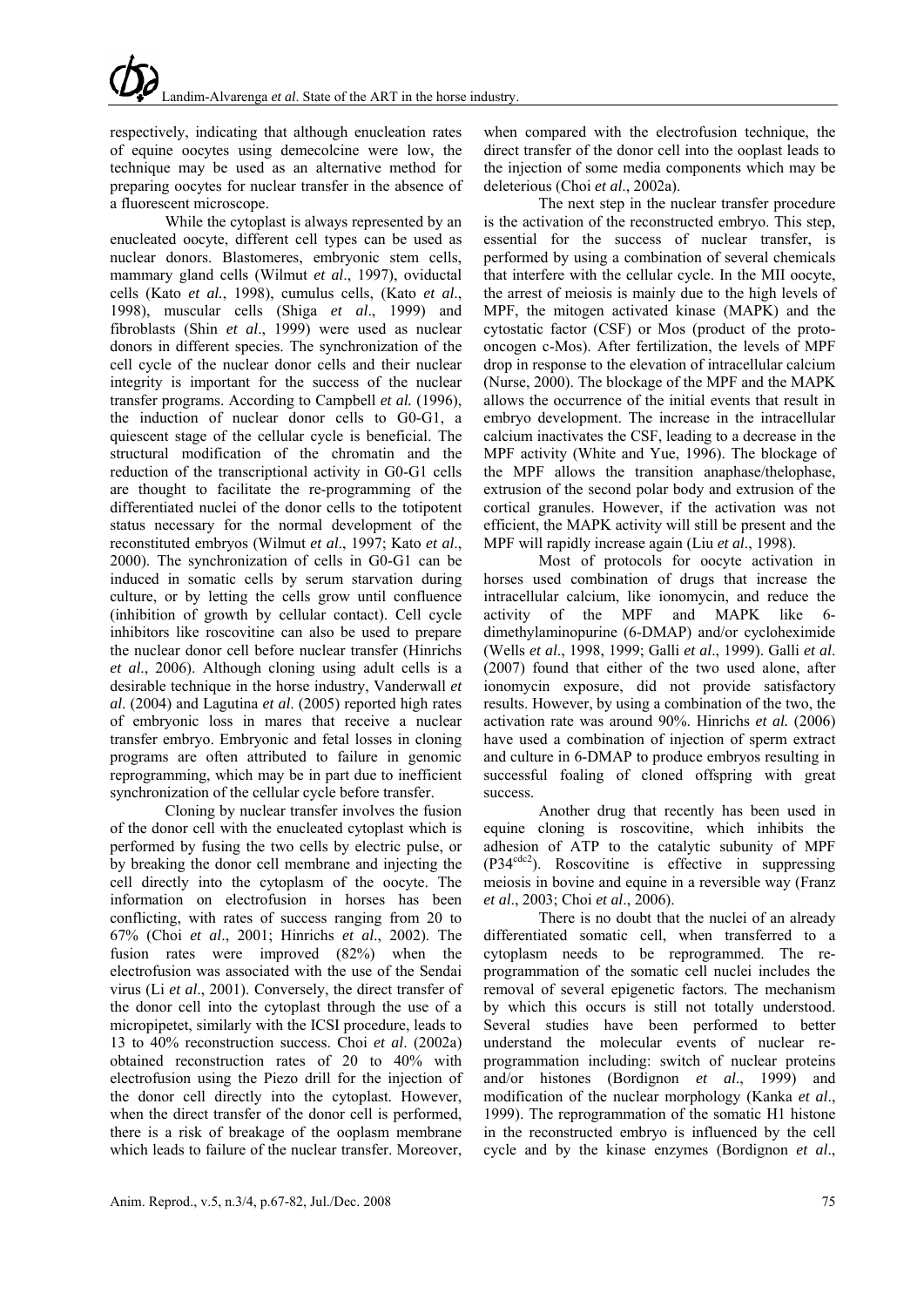respectively, indicating that although enucleation rates of equine oocytes using demecolcine were low, the technique may be used as an alternative method for preparing oocytes for nuclear transfer in the absence of a fluorescent microscope.

While the cytoplast is always represented by an enucleated oocyte, different cell types can be used as nuclear donors. Blastomeres, embryonic stem cells, mammary gland cells (Wilmut *et al*., 1997), oviductal cells (Kato *et al.*, 1998), cumulus cells, (Kato *et al*., 1998), muscular cells (Shiga *et al*., 1999) and fibroblasts (Shin *et al*., 1999) were used as nuclear donors in different species. The synchronization of the cell cycle of the nuclear donor cells and their nuclear integrity is important for the success of the nuclear transfer programs. According to Campbell *et al.* (1996), the induction of nuclear donor cells to G0-G1, a quiescent stage of the cellular cycle is beneficial. The structural modification of the chromatin and the reduction of the transcriptional activity in G0-G1 cells are thought to facilitate the re-programming of the differentiated nuclei of the donor cells to the totipotent status necessary for the normal development of the reconstituted embryos (Wilmut *et al*., 1997; Kato *et al*., 2000). The synchronization of cells in G0-G1 can be induced in somatic cells by serum starvation during culture, or by letting the cells grow until confluence (inhibition of growth by cellular contact). Cell cycle inhibitors like roscovitine can also be used to prepare the nuclear donor cell before nuclear transfer (Hinrichs *et al*., 2006). Although cloning using adult cells is a desirable technique in the horse industry, Vanderwall *et al*. (2004) and Lagutina *et al*. (2005) reported high rates of embryonic loss in mares that receive a nuclear transfer embryo. Embryonic and fetal losses in cloning programs are often attributed to failure in genomic reprogramming, which may be in part due to inefficient synchronization of the cellular cycle before transfer.

Cloning by nuclear transfer involves the fusion of the donor cell with the enucleated cytoplast which is performed by fusing the two cells by electric pulse, or by breaking the donor cell membrane and injecting the cell directly into the cytoplasm of the oocyte. The information on electrofusion in horses has been conflicting, with rates of success ranging from 20 to 67% (Choi *et al*., 2001; Hinrichs *et al*., 2002). The fusion rates were improved (82%) when the electrofusion was associated with the use of the Sendai virus (Li *et al*., 2001). Conversely, the direct transfer of the donor cell into the cytoplast through the use of a micropipetet, similarly with the ICSI procedure, leads to 13 to 40% reconstruction success. Choi *et al*. (2002a) obtained reconstruction rates of 20 to 40% with electrofusion using the Piezo drill for the injection of the donor cell directly into the cytoplast. However, when the direct transfer of the donor cell is performed, there is a risk of breakage of the ooplasm membrane which leads to failure of the nuclear transfer. Moreover, when compared with the electrofusion technique, the direct transfer of the donor cell into the ooplast leads to the injection of some media components which may be deleterious (Choi *et al*., 2002a).

The next step in the nuclear transfer procedure is the activation of the reconstructed embryo. This step, essential for the success of nuclear transfer, is performed by using a combination of several chemicals that interfere with the cellular cycle. In the MII oocyte, the arrest of meiosis is mainly due to the high levels of MPF, the mitogen activated kinase (MAPK) and the cytostatic factor (CSF) or Mos (product of the proto-oncogen c-Mos). After fertilization, the levels of MPF drop in response to the elevation of intracellular calcium (Nurse, 2000). The blockage of the MPF and the MAPK allows the occurrence of the initial events that result in embryo development. The increase in the intracellular calcium inactivates the CSF, leading to a decrease in the MPF activity (White and Yue, 1996). The blockage of the MPF allows the transition anaphase/thelophase, extrusion of the second polar body and extrusion of the cortical granules. However, if the activation was not efficient, the MAPK activity will still be present and the MPF will rapidly increase again (Liu *et al*., 1998).

Most of protocols for oocyte activation in horses used combination of drugs that increase the intracellular calcium, like ionomycin, and reduce the activity of the MPF and MAPK like 6-dimethylaminopurine (6-DMAP) and/or cycloheximide (Wells *et al*., 1998, 1999; Galli *et al*., 1999). Galli *et al*. (2007) found that either of the two used alone, after ionomycin exposure, did not provide satisfactory results. However, by using a combination of the two, the activation rate was around 90%. Hinrichs *et al.* (2006) have used a combination of injection of sperm extract and culture in 6-DMAP to produce embryos resulting in successful foaling of cloned offspring with great success.

Another drug that recently has been used in equine cloning is roscovitine, which inhibits the adhesion of ATP to the catalytic subunity of MPF ($P34^{cdc2}$). Roscovitine is effective in suppressing meiosis in bovine and equine in a reversible way (Franz *et al*., 2003; Choi *et al*., 2006).

There is no doubt that the nuclei of an already differentiated somatic cell, when transferred to a cytoplasm needs to be reprogrammed. The re-programmation of the somatic cell nuclei includes the removal of several epigenetic factors. The mechanism by which this occurs is still not totally understood. Several studies have been performed to better understand the molecular events of nuclear re-programmation including: switch of nuclear proteins and/or histones (Bordignon *et al*., 1999) and modification of the nuclear morphology (Kanka *et al*., 1999). The reprogrammation of the somatic H1 histone in the reconstructed embryo is influenced by the cell cycle and by the kinase enzymes (Bordignon *et al*.,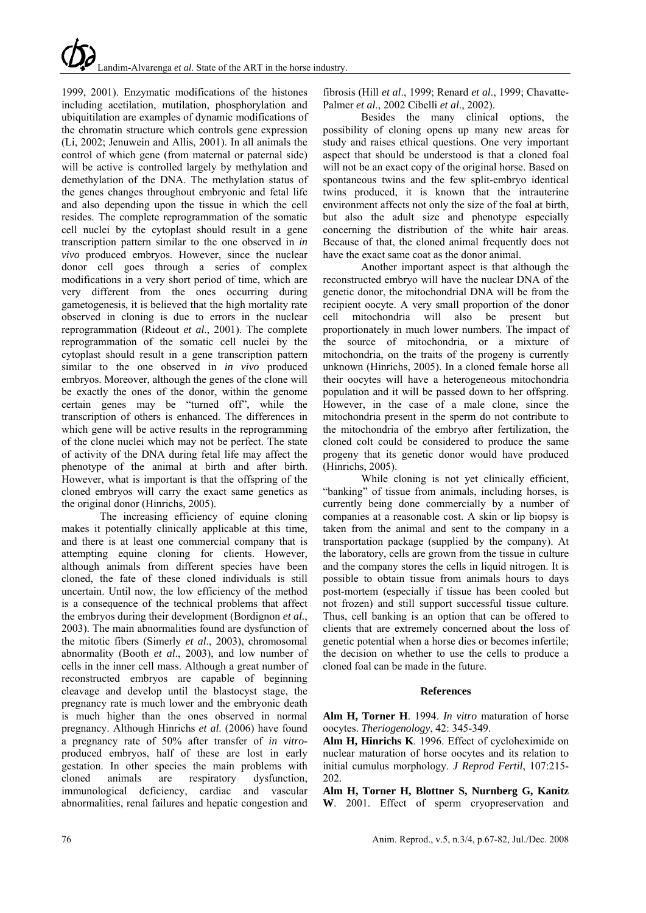1999, 2001). Enzymatic modifications of the histones including acetilation, mutilation, phosphorylation and ubiquitilation are examples of dynamic modifications of the chromatin structure which controls gene expression (Li, 2002; Jenuwein and Allis, 2001). In all animals the control of which gene (from maternal or paternal side) will be active is controlled largely by methylation and demethylation of the DNA. The methylation status of the genes changes throughout embryonic and fetal life and also depending upon the tissue in which the cell resides. The complete reprogrammation of the somatic cell nuclei by the cytoplast should result in a gene transcription pattern similar to the one observed in *in vivo* produced embryos. However, since the nuclear donor cell goes through a series of complex modifications in a very short period of time, which are very different from the ones occurring during gametogenesis, it is believed that the high mortality rate observed in cloning is due to errors in the nuclear reprogrammation (Rideout *et al*., 2001). The complete reprogrammation of the somatic cell nuclei by the cytoplast should result in a gene transcription pattern similar to the one observed in *in vivo* produced embryos. Moreover, although the genes of the clone will be exactly the ones of the donor, within the genome certain genes may be "turned off", while the transcription of others is enhanced. The differences in which gene will be active results in the reprogramming of the clone nuclei which may not be perfect. The state of activity of the DNA during fetal life may affect the phenotype of the animal at birth and after birth. However, what is important is that the offspring of the cloned embryos will carry the exact same genetics as the original donor (Hinrichs, 2005).

The increasing efficiency of equine cloning makes it potentially clinically applicable at this time, and there is at least one commercial company that is attempting equine cloning for clients. However, although animals from different species have been cloned, the fate of these cloned individuals is still uncertain. Until now, the low efficiency of the method is a consequence of the technical problems that affect the embryos during their development (Bordignon *et al*., 2003). The main abnormalities found are dysfunction of the mitotic fibers (Simerly *et al*., 2003), chromosomal abnormality (Booth *et al*., 2003), and low number of cells in the inner cell mass. Although a great number of reconstructed embryos are capable of beginning cleavage and develop until the blastocyst stage, the pregnancy rate is much lower and the embryonic death is much higher than the ones observed in normal pregnancy. Although Hinrichs *et al*. (2006) have found a pregnancy rate of 50% after transfer of *in vitro*-produced embryos, half of these are lost in early gestation. In other species the main problems with cloned animals are respiratory dysfunction, immunological deficiency, cardiac and vascular abnormalities, renal failures and hepatic congestion and fibrosis (Hill *et al*., 1999; Renard *et al*., 1999; Chavatte-Palmer *et al*., 2002 Cibelli *et al*., 2002).

Besides the many clinical options, the possibility of cloning opens up many new areas for study and raises ethical questions. One very important aspect that should be understood is that a cloned foal will not be an exact copy of the original horse. Based on spontaneous twins and the few split-embryo identical twins produced, it is known that the intrauterine environment affects not only the size of the foal at birth, but also the adult size and phenotype especially concerning the distribution of the white hair areas. Because of that, the cloned animal frequently does not have the exact same coat as the donor animal.

Another important aspect is that although the reconstructed embryo will have the nuclear DNA of the genetic donor, the mitochondrial DNA will be from the recipient oocyte. A very small proportion of the donor cell mitochondria will also be present but proportionately in much lower numbers. The impact of the source of mitochondria, or a mixture of mitochondria, on the traits of the progeny is currently unknown (Hinrichs, 2005). In a cloned female horse all their oocytes will have a heterogeneous mitochondria population and it will be passed down to her offspring. However, in the case of a male clone, since the mitochondria present in the sperm do not contribute to the mitochondria of the embryo after fertilization, the cloned colt could be considered to produce the same progeny that its genetic donor would have produced (Hinrichs, 2005).

While cloning is not yet clinically efficient, "banking" of tissue from animals, including horses, is currently being done commercially by a number of companies at a reasonable cost. A skin or lip biopsy is taken from the animal and sent to the company in a transportation package (supplied by the company). At the laboratory, cells are grown from the tissue in culture and the company stores the cells in liquid nitrogen. It is possible to obtain tissue from animals hours to days post-mortem (especially if tissue has been cooled but not frozen) and still support successful tissue culture. Thus, cell banking is an option that can be offered to clients that are extremely concerned about the loss of genetic potential when a horse dies or becomes infertile; the decision on whether to use the cells to produce a cloned foal can be made in the future.

## References

**Alm H, Torner H**. 1994. *In vitro* maturation of horse oocytes. *Theriogenology*, 42: 345-349.

**Alm H, Hinrichs K**. 1996. Effect of cycloheximide on nuclear maturation of horse oocytes and its relation to initial cumulus morphology. *J Reprod Fertil*, 107:215-202.

**Alm H, Torner H, Blottner S, Nurnberg G, Kanitz W**. 2001. Effect of sperm cryopreservation and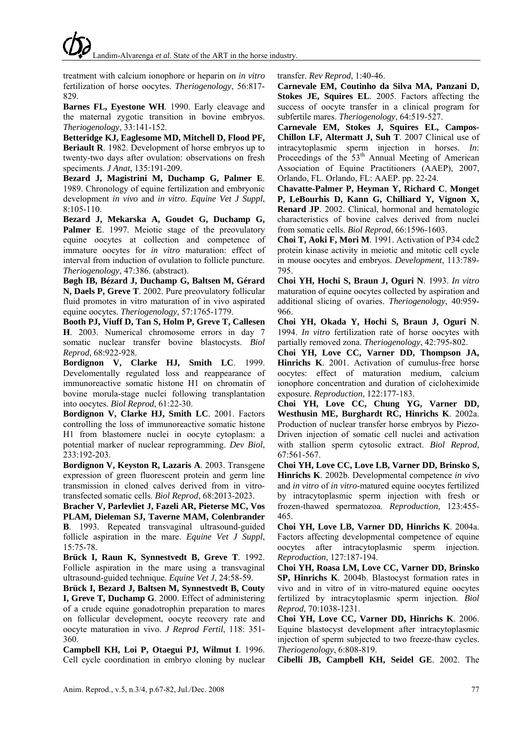treatment with calcium ionophore or heparin on *in vitro* fertilization of horse oocytes. *Theriogenology*, 56:817-829.

**Barnes FL, Eyestone WH**. 1990. Early cleavage and the maternal zygotic transition in bovine embryos. *Theriogenology*, 33:141-152.

**Betteridge KJ, Eaglesome MD, Mitchell D, Flood PF, Beriault R**. 1982. Development of horse embryos up to twenty-two days after ovulation: observations on fresh speciments. *J Anat*, 135:191-209.

**Bezard J, Magistrini M, Duchamp G, Palmer E**. 1989. Chronology of equine fertilization and embryonic development *in vivo* and *in vitro*. *Equine Vet J Suppl*, 8:105-110.

**Bezard J, Mekarska A, Goudet G, Duchamp G, Palmer E**. 1997. Meiotic stage of the preovulatory equine oocytes at collection and competence of immature oocytes for *in vitro* maturation: effect of interval from induction of ovulation to follicle puncture. *Theriogenology*, 47:386. (abstract).

**Bøgh IB, Bézard J, Duchamp G, Baltsen M, Gérard N, Daels P, Greve T**. 2002. Pure preovulatory follicular fluid promotes in vitro maturation of in vivo aspirated equine oocytes. *Theriogenology*, 57:1765-1779.

**Booth PJ, Viuff D, Tan S, Holm P, Greve T, Callesen H**. 2003. Numerical chromosome errors in day 7 somatic nuclear transfer bovine blastocysts. *Biol Reprod*, 68:922-928.

**Bordignon V, Clarke HJ, Smith LC**. 1999. Develomentally regulated loss and reappearance of immunoreactive somatic histone H1 on chromatin of bovine morula-stage nuclei following transplantation into oocytes. *Biol Reprod*, 61:22-30.

**Bordignon V, Clarke HJ, Smith LC**. 2001. Factors controlling the loss of immunoreactive somatic histone H1 from blastomere nuclei in oocyte cytoplasm: a potential marker of nuclear reprogramming. *Dev Biol*, 233:192-203.

**Bordignon V, Keyston R, Lazaris A**. 2003. Transgene expression of green fluorescent protein and germ line transmission in cloned calves derived from in vitro-transfected somatic cells. *Biol Reprod*, 68:2013-2023.

**Bracher V, Parlevliet J, Fazeli AR, Pieterse MC, Vos PLAM, Dieleman SJ, Taverne MAM, Colenbrander B**. 1993. Repeated transvaginal ultrasound-guided follicle aspiration in the mare. *Equine Vet J Suppl*, 15:75-78.

**Brück I, Raun K, Synnestvedt B, Greve T**. 1992. Follicle aspiration in the mare using a transvaginal ultrasound-guided technique. *Equine Vet J*, 24:58-59.

**Brück I, Bezard J, Baltsen M, Synnestvedt B, Couty I, Greve T, Duchamp G**. 2000. Effect of administering of a crude equine gonadotrophin preparation to mares on follicular development, oocyte recovery rate and oocyte maturation in vivo. *J Reprod Fertil*, 118: 351-360.

**Campbell KH, Loi P, Otaegui PJ, Wilmut I**. 1996. Cell cycle coordination in embryo cloning by nuclear transfer. *Rev Reprod*, 1:40-46.

**Carnevale EM, Coutinho da Silva MA, Panzani D, Stokes JE, Squires EL**. 2005. Factors affecting the success of oocyte transfer in a clinical program for subfertile mares. *Theriogenology*, 64:519-527.

**Carnevale EM, Stokes J, Squires EL, Campos-Chillon LF, Altermatt J, Suh T**. 2007 Clinical use of intracytoplasmic sperm injection in horses. *In*: Proceedings of the 53th Annual Meeting of American Association of Equine Practitioners (AAEP), 2007, Orlando, FL. Orlando, FL: AAEP. pp. 22-24.

**Chavatte-Palmer P, Heyman Y, Richard C, Monget P, LeBourhis D, Kann G, Chilliard Y, Vignon X, Renard JP**. 2002. Clinical, hormonal and hematologic characteristics of bovine calves derived from nuclei from somatic cells. *Biol Reprod*, 66:1596-1603.

**Choi T, Aoki F, Mori M**. 1991. Activation of P34 cdc2 protein kinase activity in meiotic and mitotic cell cycle in mouse oocytes and embryos. *Development*, 113:789-795.

**Choi YH, Hochi S, Braun J, Oguri N**. 1993. *In vitro* maturation of equine oocytes collected by aspiration and additional slicing of ovaries. *Theriogenology*, 40:959-966.

**Choi YH, Okada Y, Hochi S, Braun J, Oguri N**. 1994. *In vitro* fertilization rate of horse oocytes with partially removed zona. *Theriogenology*, 42:795-802.

**Choi YH, Love CC, Varner DD, Thompson JA, Hinrichs K**. 2001. Activation of cumulus-free horse oocytes: effect of maturation medium, calcium ionophore concentration and duration of cicloheximide exposure. *Reproduction*, 122:177-183.

**Choi YH, Love CC, Chung YG, Varner DD, Westhusin ME, Burghardt RC, Hinrichs K**. 2002a. Production of nuclear transfer horse embryos by Piezo-Driven injection of somatic cell nuclei and activation with stallion sperm cytosolic extract. *Biol Reprod*, 67:561-567.

**Choi YH, Love CC, Love LB, Varner DD, Brinsko S, Hinrichs K**. 2002b. Developmental competence *in vivo* and *in vitro* of *in vitro*-matured equine oocytes fertilized by intracytoplasmic sperm injection with fresh or frozen-thawed spermatozoa. *Reproduction*, 123:455-465.

**Choi YH, Love LB, Varner DD, Hinrichs K**. 2004a. Factors affecting developmental competence of equine oocytes after intracytoplasmic sperm injection. *Reproduction*, 127:187-194.

**Choi YH, Roasa LM, Love CC, Varner DD, Brinsko SP, Hinrichs K**. 2004b. Blastocyst formation rates in vivo and in vitro of in vitro-matured equine oocytes fertilized by intracytoplasmic sperm injection. *Biol Reprod*, 70:1038-1231.

**Choi YH, Love CC, Varner DD, Hinrichs K**. 2006. Equine blastocyst development after intracytoplasmic injection of sperm subjected to two freeze-thaw cycles. *Theriogenology*, 6:808-819.

**Cibelli JB, Campbell KH, Seidel GE**. 2002. The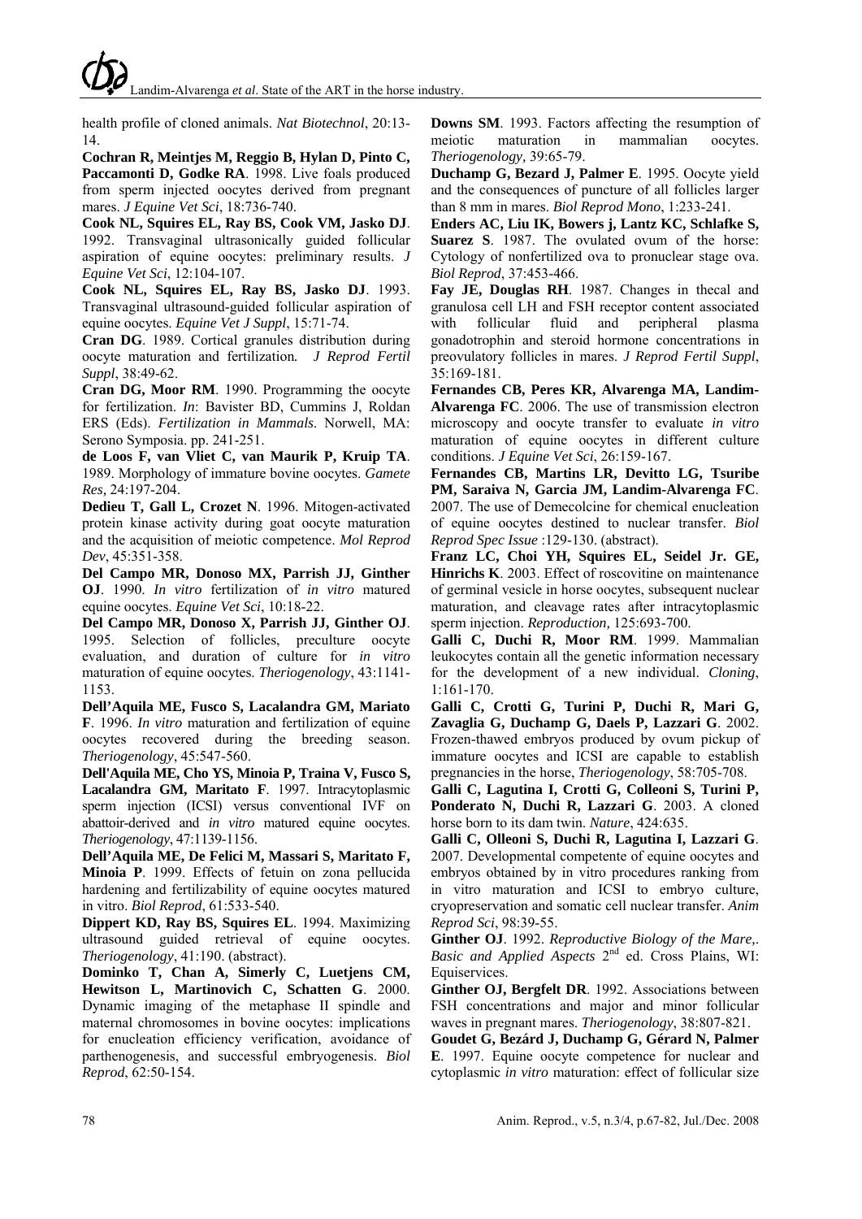health profile of cloned animals. *Nat Biotechnol*, 20:13-14.

**Cochran R, Meintjes M, Reggio B, Hylan D, Pinto C, Paccamonti D, Godke RA**. 1998. Live foals produced from sperm injected oocytes derived from pregnant mares. *J Equine Vet Sci*, 18:736-740.

**Cook NL, Squires EL, Ray BS, Cook VM, Jasko DJ**. 1992. Transvaginal ultrasonically guided follicular aspiration of equine oocytes: preliminary results. *J Equine Vet Sci*, 12:104-107.

**Cook NL, Squires EL, Ray BS, Jasko DJ**. 1993. Transvaginal ultrasound-guided follicular aspiration of equine oocytes. *Equine Vet J Suppl*, 15:71-74.

**Cran DG**. 1989. Cortical granules distribution during oocyte maturation and fertilization. *J Reprod Fertil Suppl*, 38:49-62.

**Cran DG, Moor RM**. 1990. Programming the oocyte for fertilization. *In*: Bavister BD, Cummins J, Roldan ERS (Eds). *Fertilization in Mammals*. Norwell, MA: Serono Symposia. pp. 241-251.

**de Loos F, van Vliet C, van Maurik P, Kruip TA**. 1989. Morphology of immature bovine oocytes. *Gamete Res*, 24:197-204.

**Dedieu T, Gall L, Crozet N**. 1996. Mitogen-activated protein kinase activity during goat oocyte maturation and the acquisition of meiotic competence. *Mol Reprod Dev*, 45:351-358.

**Del Campo MR, Donoso MX, Parrish JJ, Ginther OJ**. 1990. *In vitro* fertilization of *in vitro* matured equine oocytes. *Equine Vet Sci*, 10:18-22.

**Del Campo MR, Donoso X, Parrish JJ, Ginther OJ**. 1995. Selection of follicles, preculture oocyte evaluation, and duration of culture for *in vitro* maturation of equine oocytes. *Theriogenology*, 43:1141-1153.

**Dell'Aquila ME, Fusco S, Lacalandra GM, Mariato F**. 1996. *In vitro* maturation and fertilization of equine oocytes recovered during the breeding season. *Theriogenology*, 45:547-560.

**Dell'Aquila ME, Cho YS, Minoia P, Traina V, Fusco S, Lacalandra GM, Maritato F**. 1997. Intracytoplasmic sperm injection (ICSI) versus conventional IVF on abattoir-derived and *in vitro* matured equine oocytes. *Theriogenology*, 47:1139-1156.

**Dell'Aquila ME, De Felici M, Massari S, Maritato F, Minoia P**. 1999. Effects of fetuin on zona pellucida hardening and fertilizability of equine oocytes matured in vitro. *Biol Reprod*, 61:533-540.

**Dippert KD, Ray BS, Squires EL**. 1994. Maximizing ultrasound guided retrieval of equine oocytes. *Theriogenology*, 41:190. (abstract).

**Dominko T, Chan A, Simerly C, Luetjens CM, Hewitson L, Martinovich C, Schatten G**. 2000. Dynamic imaging of the metaphase II spindle and maternal chromosomes in bovine oocytes: implications for enucleation efficiency verification, avoidance of parthenogenesis, and successful embryogenesis. *Biol Reprod*, 62:50-154.

**Downs SM**. 1993. Factors affecting the resumption of meiotic maturation in mammalian oocytes. *Theriogenology*, 39:65-79.

**Duchamp G, Bezard J, Palmer E**. 1995. Oocyte yield and the consequences of puncture of all follicles larger than 8 mm in mares. *Biol Reprod Mono*, 1:233-241.

**Enders AC, Liu IK, Bowers j, Lantz KC, Schlafke S, Suarez S**. 1987. The ovulated ovum of the horse: Cytology of nonfertilized ova to pronuclear stage ova. *Biol Reprod*, 37:453-466.

**Fay JE, Douglas RH**. 1987. Changes in thecal and granulosa cell LH and FSH receptor content associated with follicular fluid and peripheral plasma gonadotrophin and steroid hormone concentrations in preovulatory follicles in mares. *J Reprod Fertil Suppl*, 35:169-181.

**Fernandes CB, Peres KR, Alvarenga MA, Landim-Alvarenga FC**. 2006. The use of transmission electron microscopy and oocyte transfer to evaluate *in vitro* maturation of equine oocytes in different culture conditions. *J Equine Vet Sci*, 26:159-167.

**Fernandes CB, Martins LR, Devitto LG, Tsuribe PM, Saraiva N, Garcia JM, Landim-Alvarenga FC**. 2007. The use of Demecolcine for chemical enucleation of equine oocytes destined to nuclear transfer. *Biol Reprod Spec Issue* :129-130. (abstract).

**Franz LC, Choi YH, Squires EL, Seidel Jr. GE, Hinrichs K**. 2003. Effect of roscovitine on maintenance of germinal vesicle in horse oocytes, subsequent nuclear maturation, and cleavage rates after intracytoplasmic sperm injection. *Reproduction*, 125:693-700.

**Galli C, Duchi R, Moor RM**. 1999. Mammalian leukocytes contain all the genetic information necessary for the development of a new individual. *Cloning*, 1:161-170.

**Galli C, Crotti G, Turini P, Duchi R, Mari G, Zavaglia G, Duchamp G, Daels P, Lazzari G**. 2002. Frozen-thawed embryos produced by ovum pickup of immature oocytes and ICSI are capable to establish pregnancies in the horse, *Theriogenology*, 58:705-708.

**Galli C, Lagutina I, Crotti G, Colleoni S, Turini P, Ponderato N, Duchi R, Lazzari G**. 2003. A cloned horse born to its dam twin. *Nature*, 424:635.

**Galli C, Olleoni S, Duchi R, Lagutina I, Lazzari G**. 2007. Developmental competente of equine oocytes and embryos obtained by in vitro procedures ranking from in vitro maturation and ICSI to embryo culture, cryopreservation and somatic cell nuclear transfer. *Anim Reprod Sci*, 98:39-55.

**Ginther OJ**. 1992. *Reproductive Biology of the Mare,. Basic and Applied Aspects* 2nd ed. Cross Plains, WI: Equiservices.

**Ginther OJ, Bergfelt DR**. 1992. Associations between FSH concentrations and major and minor follicular waves in pregnant mares. *Theriogenology*, 38:807-821.

**Goudet G, Bezárd J, Duchamp G, Gérard N, Palmer E**. 1997. Equine oocyte competence for nuclear and cytoplasmic *in vitro* maturation: effect of follicular size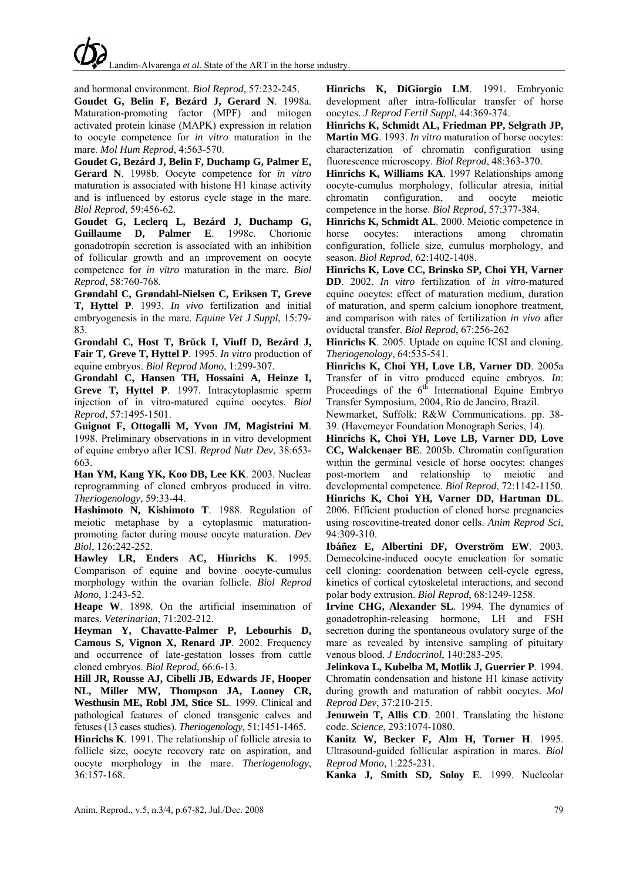and hormonal environment. *Biol Reprod*, 57:232-245.

**Goudet G, Belin F, Bezárd J, Gerard N**. 1998a. Maturation-promoting factor (MPF) and mitogen activated protein kinase (MAPK) expression in relation to oocyte competence for *in vitro* maturation in the mare. *Mol Hum Reprod*, 4:563-570.

**Goudet G, Bezárd J, Belin F, Duchamp G, Palmer E, Gerard N**. 1998b. Oocyte competence for *in vitro* maturation is associated with histone H1 kinase activity and is influenced by estorus cycle stage in the mare. *Biol Reprod*, 59:456-62.

**Goudet G, Leclerq L, Bezárd J, Duchamp G, Guillaume D, Palmer E**. 1998c. Chorionic gonadotropin secretion is associated with an inhibition of follicular growth and an improvement on oocyte competence for *in vitro* maturation in the mare. *Biol Reprod*, 58:760-768.

**Grøndahl C, Grøndahl-Nielsen C, Eriksen T, Greve T, Hyttel P**. 1993. *In vivo* fertilization and initial embryogenesis in the mare. *Equine Vet J Suppl*, 15:79-83.

**Grondahl C, Host T, Brück I, Viuff D, Bezárd J, Fair T, Greve T, Hyttel P**. 1995. *In vitro* production of equine embryos. *Biol Reprod Mono*, 1:299-307.

**Grondahl C, Hansen TH, Hossaini A, Heinze I, Greve T, Hyttel P**. 1997. Intracytoplasmic sperm injection of in vitro-matured equine oocytes. *Biol Reprod*, 57:1495-1501.

**Guignot F, Ottogalli M, Yvon JM, Magistrini M**. 1998. Preliminary observations in in vitro development of equine embryo after ICSI. *Reprod Nutr Dev*, 38:653-663.

**Han YM, Kang YK, Koo DB, Lee KK**. 2003. Nuclear reprogramming of cloned embryos produced in vitro. *Theriogenology*, 59:33-44.

**Hashimoto N, Kishimoto T**. 1988. Regulation of meiotic metaphase by a cytoplasmic maturation-promoting factor during mouse oocyte maturation. *Dev Biol*, 126:242-252.

**Hawley LR, Enders AC, Hinrichs K**. 1995. Comparison of equine and bovine oocyte-cumulus morphology within the ovarian follicle. *Biol Reprod Mono*, 1:243-52.

**Heape W**. 1898. On the artificial insemination of mares. *Veterinarian*, 71:202-212.

**Heyman Y, Chavatte-Palmer P, Lebourhis D, Camous S, Vignon X, Renard JP**. 2002. Frequency and occurrence of late-gestation losses from cattle cloned embryos. *Biol Reprod*, 66:6-13.

**Hill JR, Rousse AJ, Cibelli JB, Edwards JF, Hooper NL, Miller MW, Thompson JA, Looney CR, Westhusin ME, Robl JM, Stice SL**. 1999. Clinical and pathological features of cloned transgenic calves and fetuses (13 cases studies). *Theriogenology*, 51:1451-1465.

**Hinrichs K**. 1991. The relationship of follicle atresia to follicle size, oocyte recovery rate on aspiration, and oocyte morphology in the mare. *Theriogenology*, 36:157-168.

**Hinrichs K, DiGiorgio LM**. 1991. Embryonic development after intra-follicular transfer of horse oocytes. *J Reprod Fertil Suppl*, 44:369-374.

**Hinrichs K, Schmidt AL, Friedman PP, Selgrath JP, Martin MG**. 1993. *In vitro* maturation of horse oocytes: characterization of chromatin configuration using fluorescence microscopy. *Biol Reprod*, 48:363-370.

**Hinrichs K, Williams KA**. 1997 Relationships among oocyte-cumulus morphology, follicular atresia, initial chromatin configuration, and oocyte meiotic competence in the horse. *Biol Reprod*, 57:377-384.

**Hinrichs K, Schmidt AL**. 2000. Meiotic competence in horse oocytes: interactions among chromatin configuration, follicle size, cumulus morphology, and season. *Biol Reprod*, 62:1402-1408.

**Hinrichs K, Love CC, Brinsko SP, Choi YH, Varner DD**. 2002. *In vitro* fertilization of *in vitro*-matured equine oocytes: effect of maturation medium, duration of maturation, and sperm calcium ionophore treatment, and comparison with rates of fertilization *in vivo* after oviductal transfer. *Biol Reprod*, 67:256-262

**Hinrichs K**. 2005. Uptade on equine ICSI and cloning. *Theriogenology*, 64:535-541.

**Hinrichs K, Choi YH, Love LB, Varner DD**. 2005a Transfer of in vitro produced equine embryos. *In*: Proceedings of the 6th International Equine Embryo Transfer Symposium, 2004, Rio de Janeiro, Brazil. Newmarket, Suffolk: R&W Communications. pp. 38-39. (Havemeyer Foundation Monograph Series, 14).

**Hinrichs K, Choi YH, Love LB, Varner DD, Love CC, Walckenaer BE**. 2005b. Chromatin configuration within the germinal vesicle of horse oocytes: changes post-mortem and relationship to meiotic and developmental competence. *Biol Reprod*, 72:1142-1150.

**Hinrichs K, Choi YH, Varner DD, Hartman DL**. 2006. Efficient production of cloned horse pregnancies using roscovitine-treated donor cells. *Anim Reprod Sci*, 94:309-310.

**Ibáñez E, Albertini DF, Overström EW**. 2003. Demecolcine-induced oocyte enucleation for somatic cell cloning: coordenation between cell-cycle egress, kinetics of cortical cytoskeletal interactions, and second polar body extrusion. *Biol Reprod*, 68:1249-1258.

**Irvine CHG, Alexander SL**. 1994. The dynamics of gonadotrophin-releasing hormone, LH and FSH secretion during the spontaneous ovulatory surge of the mare as revealed by intensive sampling of pituitary venous blood. *J Endocrinol*, 140:283-295.

**Jelinkova L, Kubelba M, Motlik J, Guerrier P**. 1994. Chromatin condensation and histone H1 kinase activity during growth and maturation of rabbit oocytes. *Mol Reprod Dev*, 37:210-215.

**Jenuwein T, Allis CD**. 2001. Translating the histone code. *Science*, 293:1074-1080.

**Kanitz W, Becker F, Alm H, Torner H**. 1995. Ultrasound-guided follicular aspiration in mares. *Biol Reprod Mono*, 1:225-231.

**Kanka J, Smith SD, Soloy E**. 1999. Nucleolar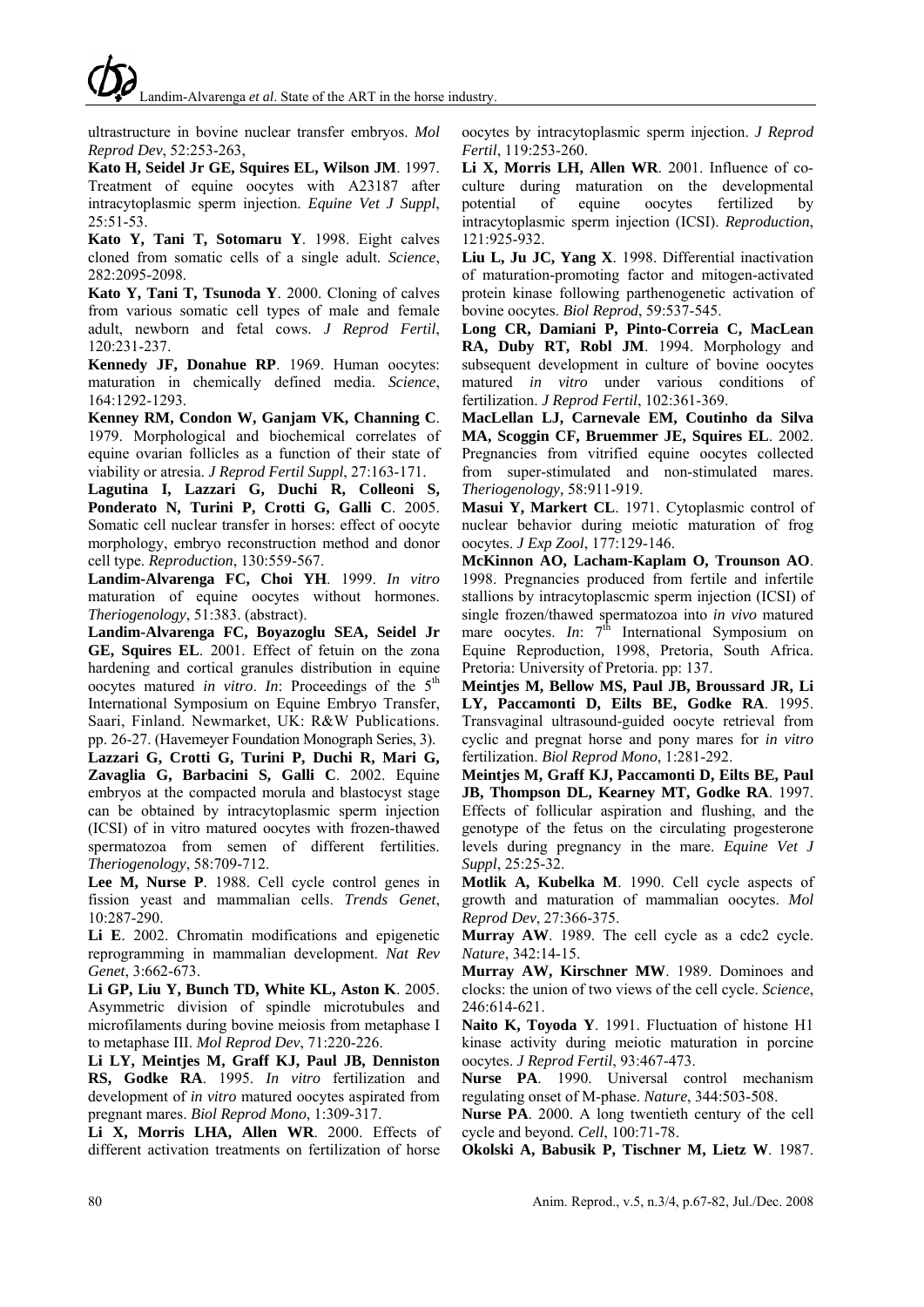ultrastructure in bovine nuclear transfer embryos. *Mol Reprod Dev*, 52:253-263,

**Kato H, Seidel Jr GE, Squires EL, Wilson JM**. 1997. Treatment of equine oocytes with A23187 after intracytoplasmic sperm injection. *Equine Vet J Suppl*, 25:51-53.

**Kato Y, Tani T, Sotomaru Y**. 1998. Eight calves cloned from somatic cells of a single adult. *Science*, 282:2095-2098.

**Kato Y, Tani T, Tsunoda Y**. 2000. Cloning of calves from various somatic cell types of male and female adult, newborn and fetal cows. *J Reprod Fertil*, 120:231-237.

**Kennedy JF, Donahue RP**. 1969. Human oocytes: maturation in chemically defined media. *Science*, 164:1292-1293.

**Kenney RM, Condon W, Ganjam VK, Channing C**. 1979. Morphological and biochemical correlates of equine ovarian follicles as a function of their state of viability or atresia. *J Reprod Fertil Suppl*, 27:163-171.

**Lagutina I, Lazzari G, Duchi R, Colleoni S, Ponderato N, Turini P, Crotti G, Galli C**. 2005. Somatic cell nuclear transfer in horses: effect of oocyte morphology, embryo reconstruction method and donor cell type. *Reproduction*, 130:559-567.

**Landim-Alvarenga FC, Choi YH**. 1999. *In vitro* maturation of equine oocytes without hormones. *Theriogenology*, 51:383. (abstract).

**Landim-Alvarenga FC, Boyazoglu SEA, Seidel Jr GE, Squires EL**. 2001. Effect of fetuin on the zona hardening and cortical granules distribution in equine oocytes matured *in vitro*. *In*: Proceedings of the 5th International Symposium on Equine Embryo Transfer, Saari, Finland. Newmarket, UK: R&W Publications. pp. 26-27. (Havemeyer Foundation Monograph Series, 3).

**Lazzari G, Crotti G, Turini P, Duchi R, Mari G, Zavaglia G, Barbacini S, Galli C**. 2002. Equine embryos at the compacted morula and blastocyst stage can be obtained by intracytoplasmic sperm injection (ICSI) of in vitro matured oocytes with frozen-thawed spermatozoa from semen of different fertilities. *Theriogenology*, 58:709-712.

**Lee M, Nurse P**. 1988. Cell cycle control genes in fission yeast and mammalian cells. *Trends Genet*, 10:287-290.

**Li E**. 2002. Chromatin modifications and epigenetic reprogramming in mammalian development. *Nat Rev Genet*, 3:662-673.

**Li GP, Liu Y, Bunch TD, White KL, Aston K**. 2005. Asymmetric division of spindle microtubules and microfilaments during bovine meiosis from metaphase I to metaphase III. *Mol Reprod Dev*, 71:220-226.

**Li LY, Meintjes M, Graff KJ, Paul JB, Denniston RS, Godke RA**. 1995. *In vitro* fertilization and development of *in vitro* matured oocytes aspirated from pregnant mares. *Biol Reprod Mono*, 1:309-317.

**Li X, Morris LHA, Allen WR**. 2000. Effects of different activation treatments on fertilization of horse oocytes by intracytoplasmic sperm injection. *J Reprod Fertil*, 119:253-260.

**Li X, Morris LH, Allen WR**. 2001. Influence of co-culture during maturation on the developmental potential of equine oocytes fertilized by intracytoplasmic sperm injection (ICSI). *Reproduction*, 121:925-932.

**Liu L, Ju JC, Yang X**. 1998. Differential inactivation of maturation-promoting factor and mitogen-activated protein kinase following parthenogenetic activation of bovine oocytes. *Biol Reprod*, 59:537-545.

**Long CR, Damiani P, Pinto-Correia C, MacLean RA, Duby RT, Robl JM**. 1994. Morphology and subsequent development in culture of bovine oocytes matured *in vitro* under various conditions of fertilization. *J Reprod Fertil*, 102:361-369.

**MacLellan LJ, Carnevale EM, Coutinho da Silva MA, Scoggin CF, Bruemmer JE, Squires EL**. 2002. Pregnancies from vitrified equine oocytes collected from super-stimulated and non-stimulated mares. *Theriogenology*, 58:911-919.

**Masui Y, Markert CL**. 1971. Cytoplasmic control of nuclear behavior during meiotic maturation of frog oocytes. *J Exp Zool*, 177:129-146.

**McKinnon AO, Lacham-Kaplam O, Trounson AO**. 1998. Pregnancies produced from fertile and infertile stallions by intracytoplascmic sperm injection (ICSI) of single frozen/thawed spermatozoa into *in vivo* matured mare oocytes. *In*: 7th International Symposium on Equine Reproduction, 1998, Pretoria, South Africa. Pretoria: University of Pretoria. pp: 137.

**Meintjes M, Bellow MS, Paul JB, Broussard JR, Li LY, Paccamonti D, Eilts BE, Godke RA**. 1995. Transvaginal ultrasound-guided oocyte retrieval from cyclic and pregnat horse and pony mares for *in vitro* fertilization. *Biol Reprod Mono*, 1:281-292.

**Meintjes M, Graff KJ, Paccamonti D, Eilts BE, Paul JB, Thompson DL, Kearney MT, Godke RA**. 1997. Effects of follicular aspiration and flushing, and the genotype of the fetus on the circulating progesterone levels during pregnancy in the mare. *Equine Vet J Suppl*, 25:25-32.

**Motlik A, Kubelka M**. 1990. Cell cycle aspects of growth and maturation of mammalian oocytes. *Mol Reprod Dev*, 27:366-375.

**Murray AW**. 1989. The cell cycle as a cdc2 cycle. *Nature*, 342:14-15.

**Murray AW, Kirschner MW**. 1989. Dominoes and clocks: the union of two views of the cell cycle. *Science*, 246:614-621.

**Naito K, Toyoda Y**. 1991. Fluctuation of histone H1 kinase activity during meiotic maturation in porcine oocytes. *J Reprod Fertil*, 93:467-473.

**Nurse PA**. 1990. Universal control mechanism regulating onset of M-phase. *Nature*, 344:503-508.

**Nurse PA**. 2000. A long twentieth century of the cell cycle and beyond. *Cell*, 100:71-78.

**Okolski A, Babusik P, Tischner M, Lietz W**. 1987.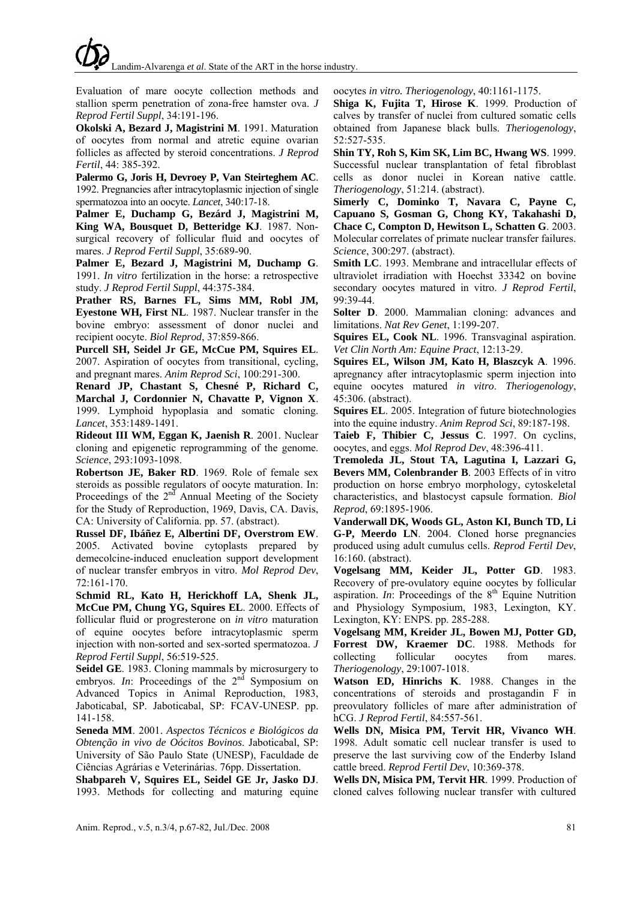Evaluation of mare oocyte collection methods and stallion sperm penetration of zona-free hamster ova. *J Reprod Fertil Suppl*, 34:191-196.

**Okolski A, Bezard J, Magistrini M**. 1991. Maturation of oocytes from normal and atretic equine ovarian follicles as affected by steroid concentrations. *J Reprod Fertil*, 44: 385-392.

**Palermo G, Joris H, Devroey P, Van Steirteghem AC**. 1992. Pregnancies after intracytoplasmic injection of single spermatozoa into an oocyte. *Lancet*, 340:17-18.

**Palmer E, Duchamp G, Bezárd J, Magistrini M, King WA, Bousquet D, Betteridge KJ**. 1987. Non-surgical recovery of follicular fluid and oocytes of mares. *J Reprod Fertil Suppl*, 35:689-90.

**Palmer E, Bezard J, Magistrini M, Duchamp G**. 1991. *In vitro* fertilization in the horse: a retrospective study. *J Reprod Fertil Suppl*, 44:375-384.

**Prather RS, Barnes FL, Sims MM, Robl JM, Eyestone WH, First NL**. 1987. Nuclear transfer in the bovine embryo: assessment of donor nuclei and recipient oocyte. *Biol Reprod*, 37:859-866.

**Purcell SH, Seidel Jr GE, McCue PM, Squires EL**. 2007. Aspiration of oocytes from transitional, cycling, and pregnant mares. *Anim Reprod Sci*, 100:291-300.

**Renard JP, Chastant S, Chesné P, Richard C, Marchal J, Cordonnier N, Chavatte P, Vignon X**. 1999. Lymphoid hypoplasia and somatic cloning. *Lancet*, 353:1489-1491.

**Rideout III WM, Eggan K, Jaenish R**. 2001. Nuclear cloning and epigenetic reprogramming of the genome. *Science*, 293:1093-1098.

**Robertson JE, Baker RD**. 1969. Role of female sex steroids as possible regulators of oocyte maturation. In: Proceedings of the 2nd Annual Meeting of the Society for the Study of Reproduction, 1969, Davis, CA. Davis, CA: University of California. pp. 57. (abstract).

**Russel DF, Ibáñez E, Albertini DF, Overstrom EW**. 2005. Activated bovine cytoplasts prepared by demecolcine-induced enucleation support development of nuclear transfer embryos in vitro. *Mol Reprod Dev*, 72:161-170.

**Schmid RL, Kato H, Herickhoff LA, Shenk JL, McCue PM, Chung YG, Squires EL**. 2000. Effects of follicular fluid or progresterone on *in vitro* maturation of equine oocytes before intracytoplasmic sperm injection with non-sorted and sex-sorted spermatozoa. *J Reprod Fertil Suppl*, 56:519-525.

**Seidel GE**. 1983. Cloning mammals by microsurgery to embryos. *In*: Proceedings of the 2nd Symposium on Advanced Topics in Animal Reproduction, 1983, Jaboticabal, SP. Jaboticabal, SP: FCAV-UNESP. pp. 141-158.

**Seneda MM**. 2001. *Aspectos Técnicos e Biológicos da Obtenção in vivo de Oócitos Bovinos*. Jaboticabal, SP: University of São Paulo State (UNESP), Faculdade de Ciências Agrárias e Veterinárias. 76pp. Dissertation.

**Shabpareh V, Squires EL, Seidel GE Jr, Jasko DJ**. 1993. Methods for collecting and maturing equine oocytes *in vitro*. *Theriogenology*, 40:1161-1175.

**Shiga K, Fujita T, Hirose K**. 1999. Production of calves by transfer of nuclei from cultured somatic cells obtained from Japanese black bulls. *Theriogenology*, 52:527-535.

**Shin TY, Roh S, Kim SK, Lim BC, Hwang WS**. 1999. Successful nuclear transplantation of fetal fibroblast cells as donor nuclei in Korean native cattle. *Theriogenology*, 51:214. (abstract).

**Simerly C, Dominko T, Navara C, Payne C, Capuano S, Gosman G, Chong KY, Takahashi D, Chace C, Compton D, Hewitson L, Schatten G**. 2003. Molecular correlates of primate nuclear transfer failures. *Science*, 300:297. (abstract).

**Smith LC**. 1993. Membrane and intracellular effects of ultraviolet irradiation with Hoechst 33342 on bovine secondary oocytes matured in vitro. *J Reprod Fertil*, 99:39-44.

**Solter D**. 2000. Mammalian cloning: advances and limitations. *Nat Rev Genet*, 1:199-207.

**Squires EL, Cook NL**. 1996. Transvaginal aspiration. *Vet Clin North Am: Equine Pract*, 12:13-29.

**Squires EL, Wilson JM, Kato H, Blaszcyk A**. 1996. apregnancy after intracytoplasmic sperm injection into equine oocytes matured *in vitro*. *Theriogenology*, 45:306. (abstract).

**Squires EL**. 2005. Integration of future biotechnologies into the equine industry. *Anim Reprod Sci*, 89:187-198.

**Taieb F, Thibier C, Jessus C**. 1997. On cyclins, oocytes, and eggs. *Mol Reprod Dev*, 48:396-411.

**Tremoleda JL, Stout TA, Lagutina I, Lazzari G, Bevers MM, Colenbrander B**. 2003 Effects of in vitro production on horse embryo morphology, cytoskeletal characteristics, and blastocyst capsule formation. *Biol Reprod*, 69:1895-1906.

**Vanderwall DK, Woods GL, Aston KI, Bunch TD, Li G-P, Meerdo LN**. 2004. Cloned horse pregnancies produced using adult cumulus cells. *Reprod Fertil Dev*, 16:160. (abstract).

**Vogelsang MM, Keider JL, Potter GD**. 1983. Recovery of pre-ovulatory equine oocytes by follicular aspiration. *In*: Proceedings of the 8th Equine Nutrition and Physiology Symposium, 1983, Lexington, KY. Lexington, KY: ENPS. pp. 285-288.

**Vogelsang MM, Kreider JL, Bowen MJ, Potter GD, Forrest DW, Kraemer DC**. 1988. Methods for collecting follicular oocytes from mares. *Theriogenology*, 29:1007-1018.

**Watson ED, Hinrichs K**. 1988. Changes in the concentrations of steroids and prostagandin F in preovulatory follicles of mare after administration of hCG. *J Reprod Fertil*, 84:557-561.

**Wells DN, Misica PM, Tervit HR, Vivanco WH**. 1998. Adult somatic cell nuclear transfer is used to preserve the last surviving cow of the Enderby Island cattle breed. *Reprod Fertil Dev*, 10:369-378.

**Wells DN, Misica PM, Tervit HR**. 1999. Production of cloned calves following nuclear transfer with cultured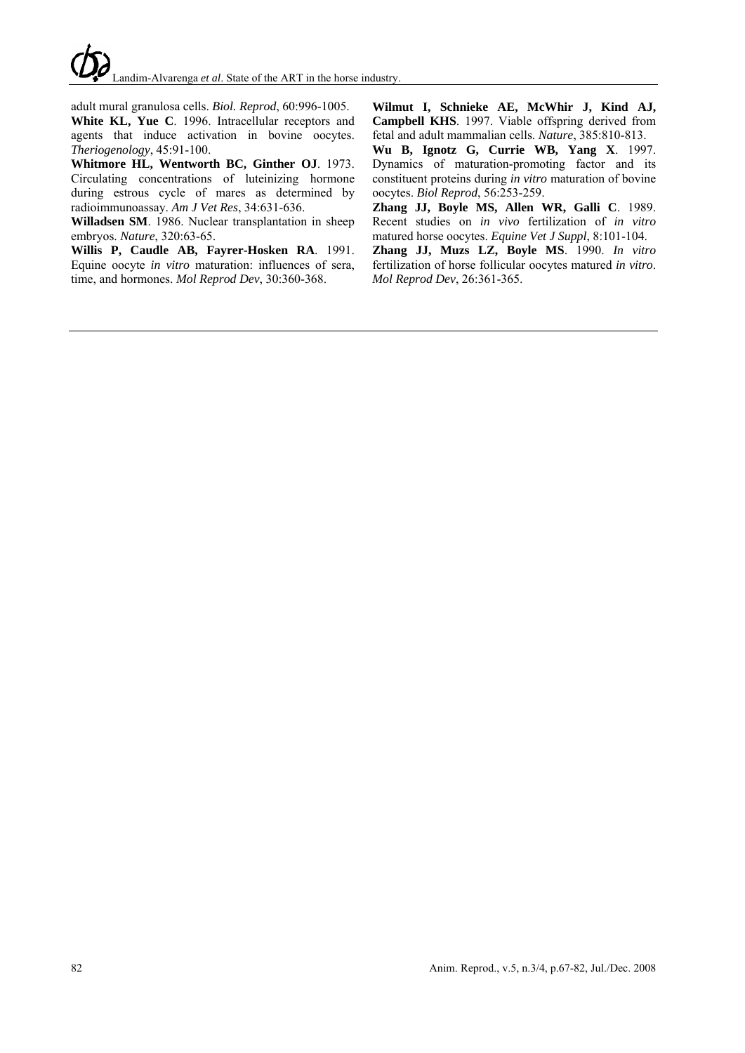adult mural granulosa cells. *Biol. Reprod*, 60:996-1005.

**White KL, Yue C**. 1996. Intracellular receptors and agents that induce activation in bovine oocytes. *Theriogenology*, 45:91-100.

**Whitmore HL, Wentworth BC, Ginther OJ**. 1973. Circulating concentrations of luteinizing hormone during estrous cycle of mares as determined by radioimmunoassay. *Am J Vet Res*, 34:631-636.

**Willadsen SM**. 1986. Nuclear transplantation in sheep embryos. *Nature*, 320:63-65.

**Willis P, Caudle AB, Fayrer-Hosken RA**. 1991. Equine oocyte *in vitro* maturation: influences of sera, time, and hormones. *Mol Reprod Dev*, 30:360-368.

**Wilmut I, Schnieke AE, McWhir J, Kind AJ, Campbell KHS**. 1997. Viable offspring derived from fetal and adult mammalian cells. *Nature*, 385:810-813.

**Wu B, Ignotz G, Currie WB, Yang X**. 1997. Dynamics of maturation-promoting factor and its constituent proteins during *in vitro* maturation of bovine oocytes. *Biol Reprod*, 56:253-259.

**Zhang JJ, Boyle MS, Allen WR, Galli C**. 1989. Recent studies on *in vivo* fertilization of *in vitro* matured horse oocytes. *Equine Vet J Suppl*, 8:101-104.

**Zhang JJ, Muzs LZ, Boyle MS**. 1990. *In vitro* fertilization of horse follicular oocytes matured *in vitro*. *Mol Reprod Dev*, 26:361-365.